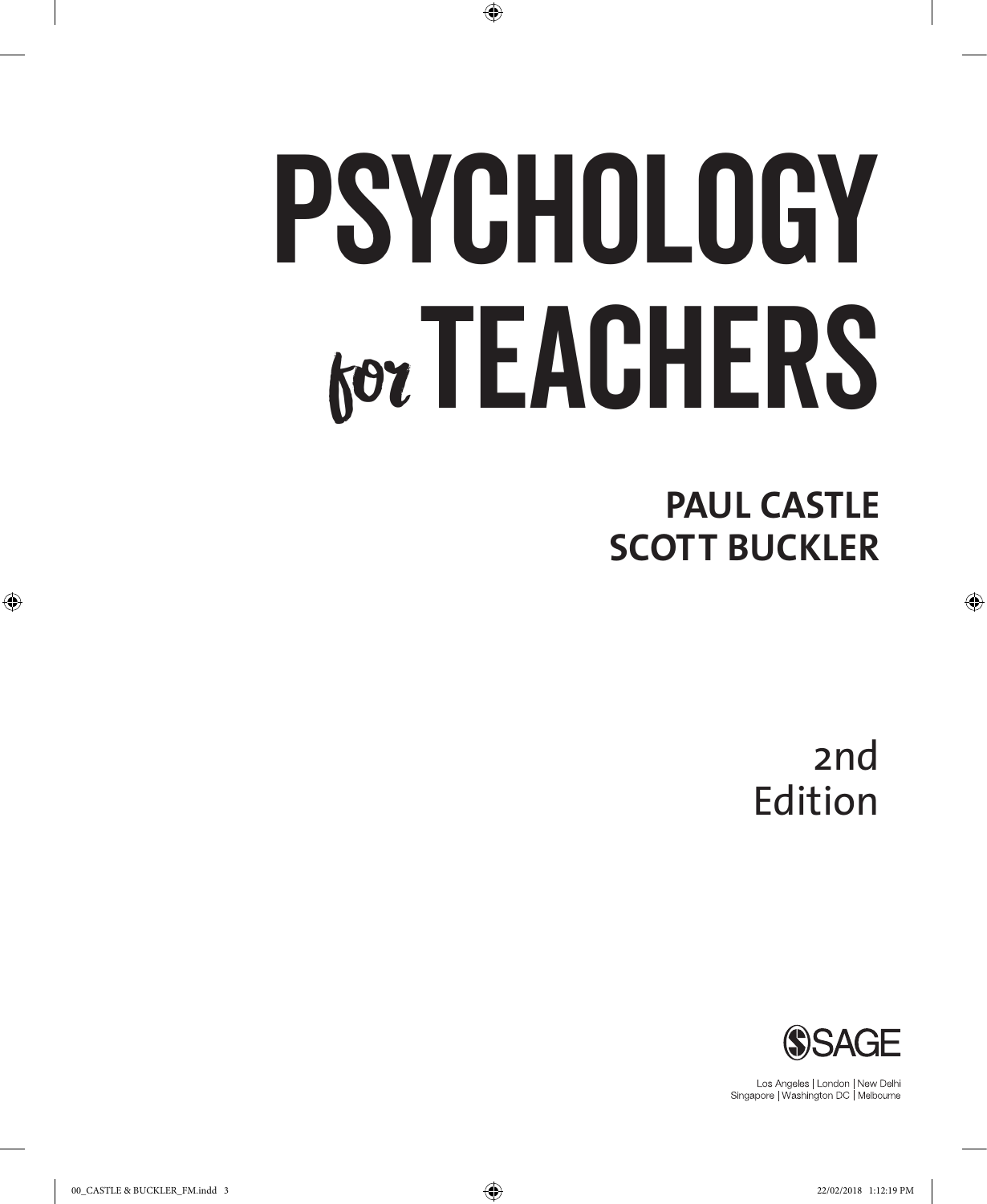# PSYCHOLOGY for TEACHERS

**PAUL CASTLE**
**SCOTT BUCKLER**

2nd Edition

SAGE

Los Angeles | London | New Delhi
Singapore | Washington DC | Melbourne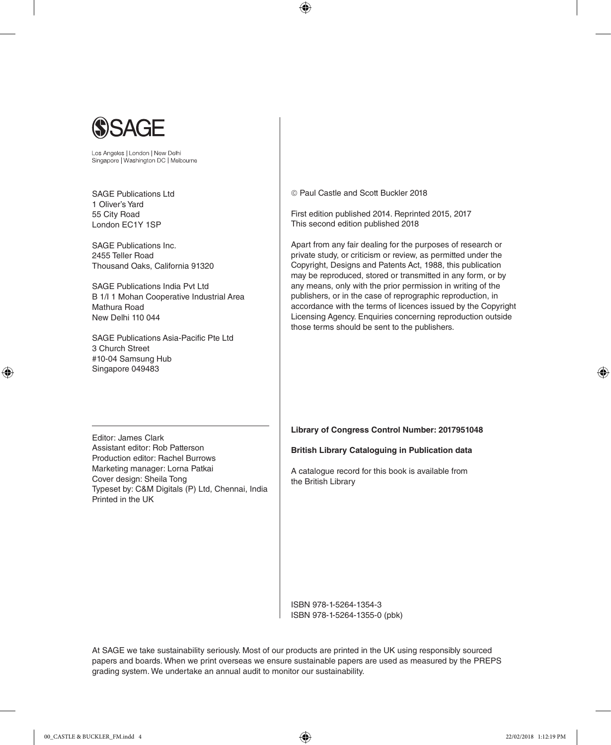SAGE

Los Angeles | London | New Delhi
Singapore | Washington DC | Melbourne

SAGE Publications Ltd
1 Oliver's Yard
55 City Road
London EC1Y 1SP

SAGE Publications Inc.
2455 Teller Road
Thousand Oaks, California 91320

SAGE Publications India Pvt Ltd
B 1/I 1 Mohan Cooperative Industrial Area
Mathura Road
New Delhi 110 044

SAGE Publications Asia-Pacific Pte Ltd
3 Church Street
#10-04 Samsung Hub
Singapore 049483

Editor: James Clark
Assistant editor: Rob Patterson
Production editor: Rachel Burrows
Marketing manager: Lorna Patkai
Cover design: Sheila Tong
Typeset by: C&M Digitals (P) Ltd, Chennai, India
Printed in the UK

© Paul Castle and Scott Buckler 2018

First edition published 2014. Reprinted 2015, 2017
This second edition published 2018

Apart from any fair dealing for the purposes of research or private study, or criticism or review, as permitted under the Copyright, Designs and Patents Act, 1988, this publication may be reproduced, stored or transmitted in any form, or by any means, only with the prior permission in writing of the publishers, or in the case of reprographic reproduction, in accordance with the terms of licences issued by the Copyright Licensing Agency. Enquiries concerning reproduction outside those terms should be sent to the publishers.

**Library of Congress Control Number: 2017951048**

**British Library Cataloguing in Publication data**

A catalogue record for this book is available from the British Library

ISBN 978-1-5264-1354-3
ISBN 978-1-5264-1355-0 (pbk)

At SAGE we take sustainability seriously. Most of our products are printed in the UK using responsibly sourced papers and boards. When we print overseas we ensure sustainable papers are used as measured by the PREPS grading system. We undertake an annual audit to monitor our sustainability.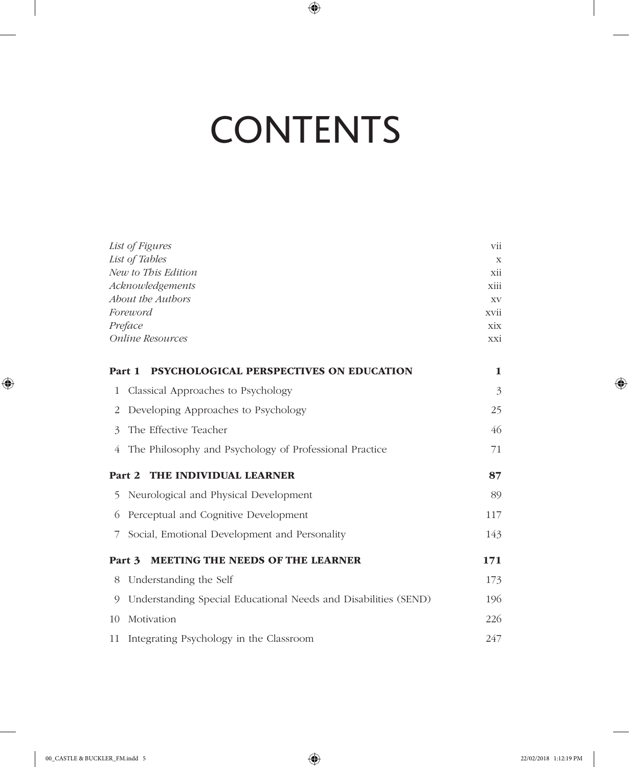# CONTENTS

| | |
|---|---|
| *List of Figures* | vii |
| *List of Tables* | x |
| *New to This Edition* | xii |
| *Acknowledgements* | xiii |
| *About the Authors* | xv |
| *Foreword* | xvii |
| *Preface* | xix |
| *Online Resources* | xxi |
| **Part 1 PSYCHOLOGICAL PERSPECTIVES ON EDUCATION** | **1** |
| 1 Classical Approaches to Psychology | 3 |
| 2 Developing Approaches to Psychology | 25 |
| 3 The Effective Teacher | 46 |
| 4 The Philosophy and Psychology of Professional Practice | 71 |
| **Part 2 THE INDIVIDUAL LEARNER** | **87** |
| 5 Neurological and Physical Development | 89 |
| 6 Perceptual and Cognitive Development | 117 |
| 7 Social, Emotional Development and Personality | 143 |
| **Part 3 MEETING THE NEEDS OF THE LEARNER** | **171** |
| 8 Understanding the Self | 173 |
| 9 Understanding Special Educational Needs and Disabilities (SEND) | 196 |
| 10 Motivation | 226 |
| 11 Integrating Psychology in the Classroom | 247 |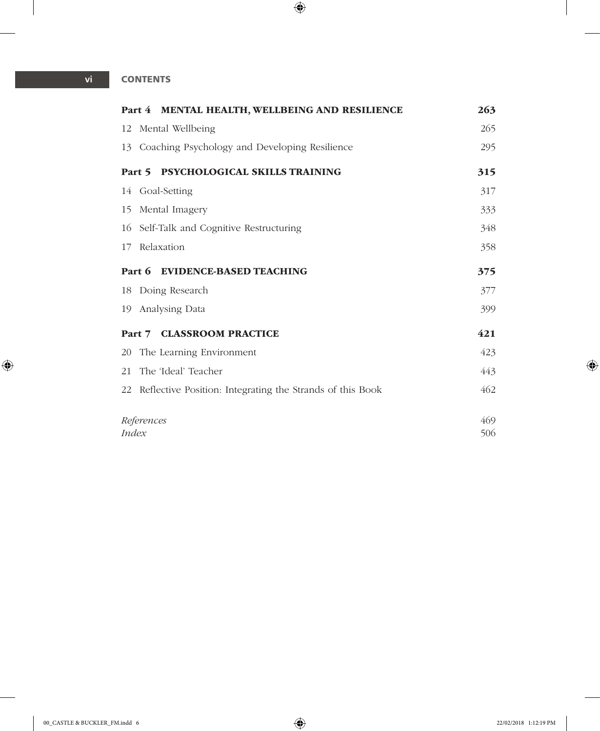| | |
|---|---|
| **Part 4 MENTAL HEALTH, WELLBEING AND RESILIENCE** | **263** |
| 12 Mental Wellbeing | 265 |
| 13 Coaching Psychology and Developing Resilience | 295 |
| **Part 5 PSYCHOLOGICAL SKILLS TRAINING** | **315** |
| 14 Goal-Setting | 317 |
| 15 Mental Imagery | 333 |
| 16 Self-Talk and Cognitive Restructuring | 348 |
| 17 Relaxation | 358 |
| **Part 6 EVIDENCE-BASED TEACHING** | **375** |
| 18 Doing Research | 377 |
| 19 Analysing Data | 399 |
| **Part 7 CLASSROOM PRACTICE** | **421** |
| 20 The Learning Environment | 423 |
| 21 The 'Ideal' Teacher | 443 |
| 22 Reflective Position: Integrating the Strands of this Book | 462 |
| *References* | 469 |
| *Index* | 506 |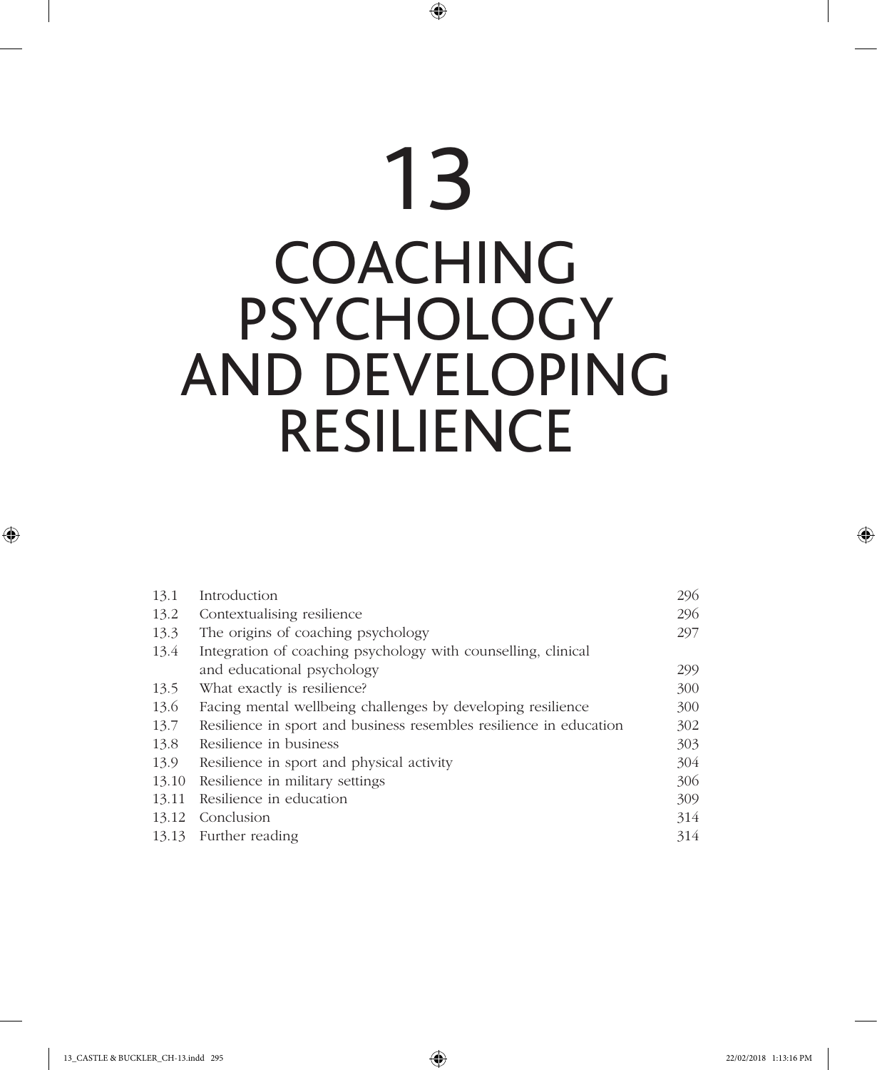# 13 COACHING PSYCHOLOGY AND DEVELOPING RESILIENCE

| | | |
|---|---|---|
| 13.1 | Introduction | 296 |
| 13.2 | Contextualising resilience | 296 |
| 13.3 | The origins of coaching psychology | 297 |
| 13.4 | Integration of coaching psychology with counselling, clinical and educational psychology | 299 |
| 13.5 | What exactly is resilience? | 300 |
| 13.6 | Facing mental wellbeing challenges by developing resilience | 300 |
| 13.7 | Resilience in sport and business resembles resilience in education | 302 |
| 13.8 | Resilience in business | 303 |
| 13.9 | Resilience in sport and physical activity | 304 |
| 13.10 | Resilience in military settings | 306 |
| 13.11 | Resilience in education | 309 |
| 13.12 | Conclusion | 314 |
| 13.13 | Further reading | 314 |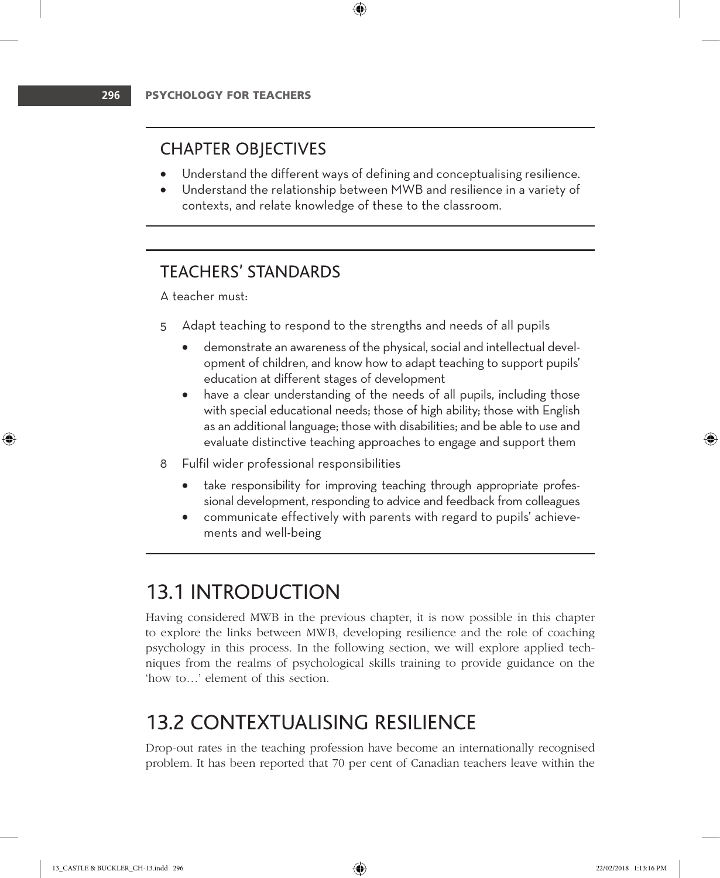## CHAPTER OBJECTIVES

- Understand the different ways of defining and conceptualising resilience.
- Understand the relationship between MWB and resilience in a variety of contexts, and relate knowledge of these to the classroom.

## TEACHERS' STANDARDS

A teacher must:

5 Adapt teaching to respond to the strengths and needs of all pupils

- demonstrate an awareness of the physical, social and intellectual development of children, and know how to adapt teaching to support pupils' education at different stages of development
- have a clear understanding of the needs of all pupils, including those with special educational needs; those of high ability; those with English as an additional language; those with disabilities; and be able to use and evaluate distinctive teaching approaches to engage and support them

8 Fulfil wider professional responsibilities

- take responsibility for improving teaching through appropriate professional development, responding to advice and feedback from colleagues
- communicate effectively with parents with regard to pupils' achievements and well-being

# 13.1 INTRODUCTION

Having considered MWB in the previous chapter, it is now possible in this chapter to explore the links between MWB, developing resilience and the role of coaching psychology in this process. In the following section, we will explore applied techniques from the realms of psychological skills training to provide guidance on the 'how to…' element of this section.

# 13.2 CONTEXTUALISING RESILIENCE

Drop-out rates in the teaching profession have become an internationally recognised problem. It has been reported that 70 per cent of Canadian teachers leave within the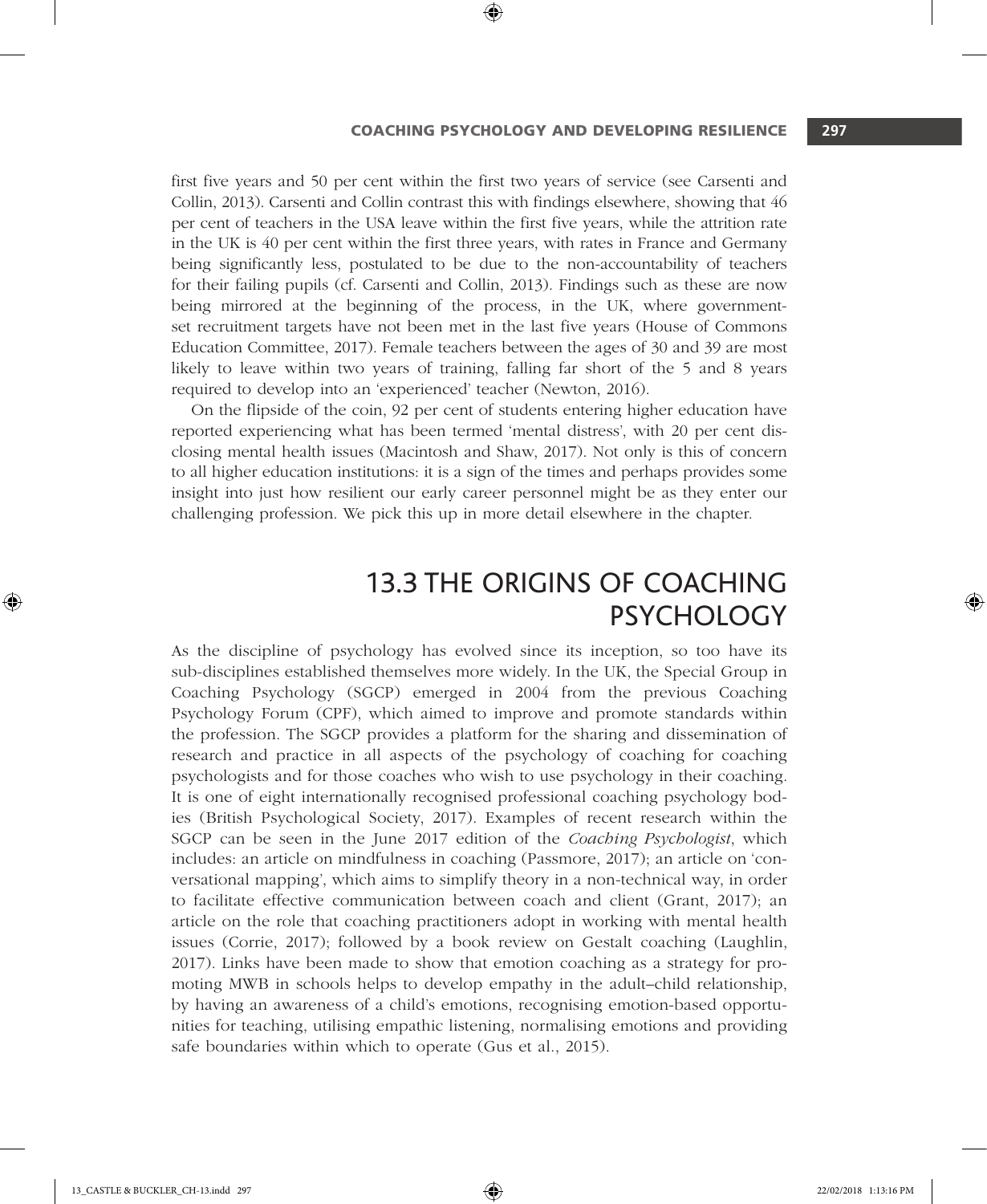first five years and 50 per cent within the first two years of service (see Carsenti and Collin, 2013). Carsenti and Collin contrast this with findings elsewhere, showing that 46 per cent of teachers in the USA leave within the first five years, while the attrition rate in the UK is 40 per cent within the first three years, with rates in France and Germany being significantly less, postulated to be due to the non-accountability of teachers for their failing pupils (cf. Carsenti and Collin, 2013). Findings such as these are now being mirrored at the beginning of the process, in the UK, where government-set recruitment targets have not been met in the last five years (House of Commons Education Committee, 2017). Female teachers between the ages of 30 and 39 are most likely to leave within two years of training, falling far short of the 5 and 8 years required to develop into an 'experienced' teacher (Newton, 2016).

On the flipside of the coin, 92 per cent of students entering higher education have reported experiencing what has been termed 'mental distress', with 20 per cent disclosing mental health issues (Macintosh and Shaw, 2017). Not only is this of concern to all higher education institutions: it is a sign of the times and perhaps provides some insight into just how resilient our early career personnel might be as they enter our challenging profession. We pick this up in more detail elsewhere in the chapter.

## 13.3 THE ORIGINS OF COACHING PSYCHOLOGY

As the discipline of psychology has evolved since its inception, so too have its sub-disciplines established themselves more widely. In the UK, the Special Group in Coaching Psychology (SGCP) emerged in 2004 from the previous Coaching Psychology Forum (CPF), which aimed to improve and promote standards within the profession. The SGCP provides a platform for the sharing and dissemination of research and practice in all aspects of the psychology of coaching for coaching psychologists and for those coaches who wish to use psychology in their coaching. It is one of eight internationally recognised professional coaching psychology bodies (British Psychological Society, 2017). Examples of recent research within the SGCP can be seen in the June 2017 edition of the *Coaching Psychologist*, which includes: an article on mindfulness in coaching (Passmore, 2017); an article on 'conversational mapping', which aims to simplify theory in a non-technical way, in order to facilitate effective communication between coach and client (Grant, 2017); an article on the role that coaching practitioners adopt in working with mental health issues (Corrie, 2017); followed by a book review on Gestalt coaching (Laughlin, 2017). Links have been made to show that emotion coaching as a strategy for promoting MWB in schools helps to develop empathy in the adult–child relationship, by having an awareness of a child's emotions, recognising emotion-based opportunities for teaching, utilising empathic listening, normalising emotions and providing safe boundaries within which to operate (Gus et al., 2015).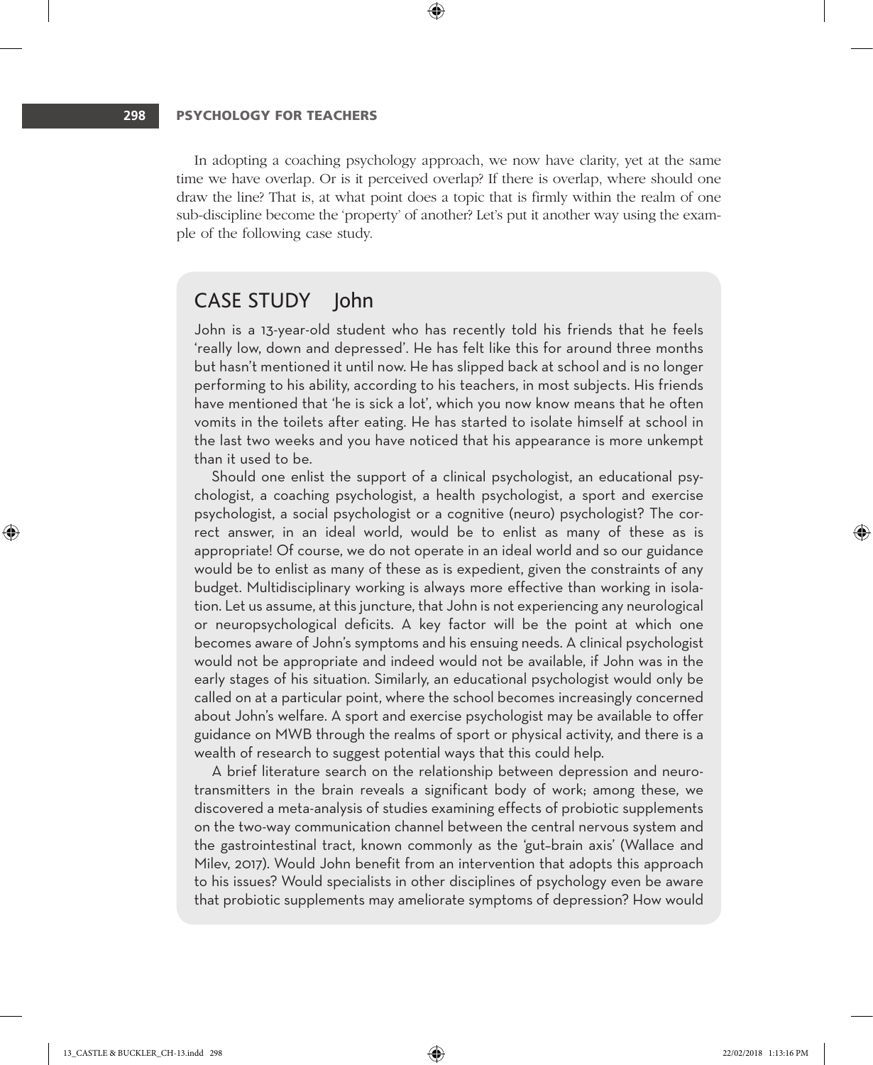In adopting a coaching psychology approach, we now have clarity, yet at the same time we have overlap. Or is it perceived overlap? If there is overlap, where should one draw the line? That is, at what point does a topic that is firmly within the realm of one sub-discipline become the 'property' of another? Let's put it another way using the example of the following case study.

## CASE STUDY John

John is a 13-year-old student who has recently told his friends that he feels 'really low, down and depressed'. He has felt like this for around three months but hasn't mentioned it until now. He has slipped back at school and is no longer performing to his ability, according to his teachers, in most subjects. His friends have mentioned that 'he is sick a lot', which you now know means that he often vomits in the toilets after eating. He has started to isolate himself at school in the last two weeks and you have noticed that his appearance is more unkempt than it used to be.

Should one enlist the support of a clinical psychologist, an educational psychologist, a coaching psychologist, a health psychologist, a sport and exercise psychologist, a social psychologist or a cognitive (neuro) psychologist? The correct answer, in an ideal world, would be to enlist as many of these as is appropriate! Of course, we do not operate in an ideal world and so our guidance would be to enlist as many of these as is expedient, given the constraints of any budget. Multidisciplinary working is always more effective than working in isolation. Let us assume, at this juncture, that John is not experiencing any neurological or neuropsychological deficits. A key factor will be the point at which one becomes aware of John's symptoms and his ensuing needs. A clinical psychologist would not be appropriate and indeed would not be available, if John was in the early stages of his situation. Similarly, an educational psychologist would only be called on at a particular point, where the school becomes increasingly concerned about John's welfare. A sport and exercise psychologist may be available to offer guidance on MWB through the realms of sport or physical activity, and there is a wealth of research to suggest potential ways that this could help.

A brief literature search on the relationship between depression and neurotransmitters in the brain reveals a significant body of work; among these, we discovered a meta-analysis of studies examining effects of probiotic supplements on the two-way communication channel between the central nervous system and the gastrointestinal tract, known commonly as the 'gut–brain axis' (Wallace and Milev, 2017). Would John benefit from an intervention that adopts this approach to his issues? Would specialists in other disciplines of psychology even be aware that probiotic supplements may ameliorate symptoms of depression? How would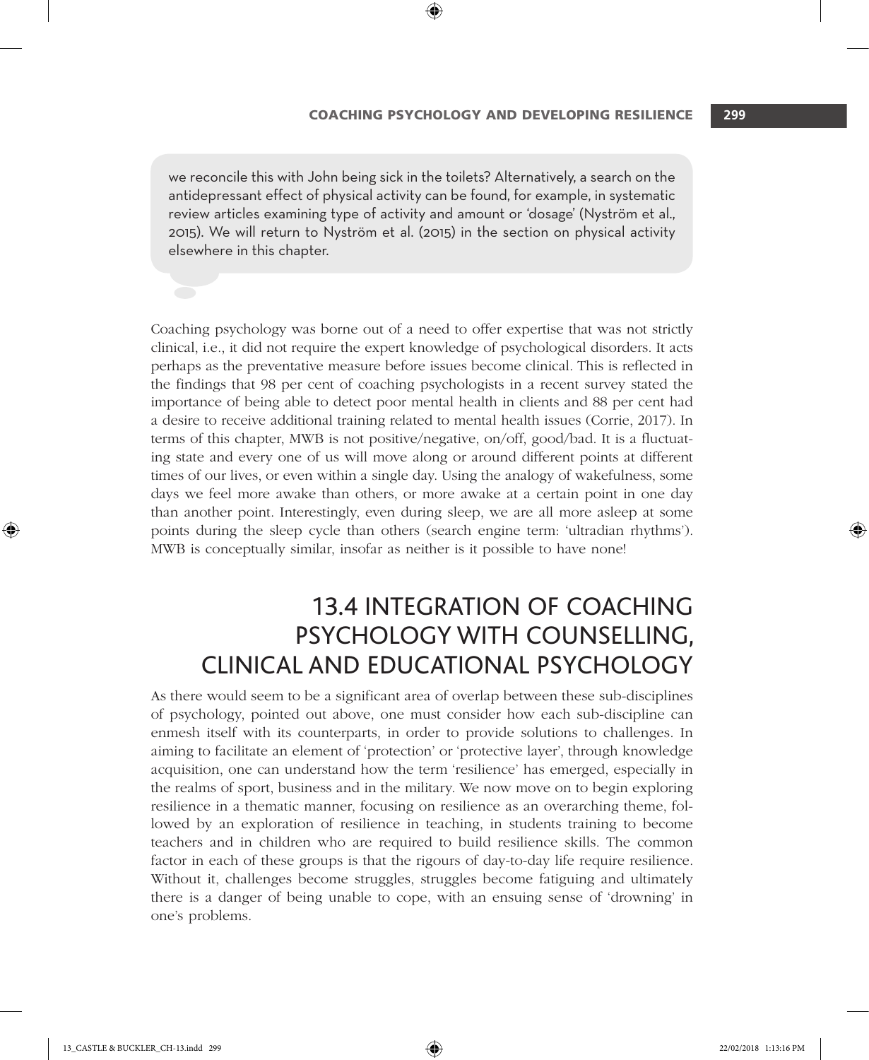we reconcile this with John being sick in the toilets? Alternatively, a search on the antidepressant effect of physical activity can be found, for example, in systematic review articles examining type of activity and amount or 'dosage' (Nyström et al., 2015). We will return to Nyström et al. (2015) in the section on physical activity elsewhere in this chapter.

Coaching psychology was borne out of a need to offer expertise that was not strictly clinical, i.e., it did not require the expert knowledge of psychological disorders. It acts perhaps as the preventative measure before issues become clinical. This is reflected in the findings that 98 per cent of coaching psychologists in a recent survey stated the importance of being able to detect poor mental health in clients and 88 per cent had a desire to receive additional training related to mental health issues (Corrie, 2017). In terms of this chapter, MWB is not positive/negative, on/off, good/bad. It is a fluctuating state and every one of us will move along or around different points at different times of our lives, or even within a single day. Using the analogy of wakefulness, some days we feel more awake than others, or more awake at a certain point in one day than another point. Interestingly, even during sleep, we are all more asleep at some points during the sleep cycle than others (search engine term: 'ultradian rhythms'). MWB is conceptually similar, insofar as neither is it possible to have none!

## 13.4 INTEGRATION OF COACHING PSYCHOLOGY WITH COUNSELLING, CLINICAL AND EDUCATIONAL PSYCHOLOGY

As there would seem to be a significant area of overlap between these sub-disciplines of psychology, pointed out above, one must consider how each sub-discipline can enmesh itself with its counterparts, in order to provide solutions to challenges. In aiming to facilitate an element of 'protection' or 'protective layer', through knowledge acquisition, one can understand how the term 'resilience' has emerged, especially in the realms of sport, business and in the military. We now move on to begin exploring resilience in a thematic manner, focusing on resilience as an overarching theme, followed by an exploration of resilience in teaching, in students training to become teachers and in children who are required to build resilience skills. The common factor in each of these groups is that the rigours of day-to-day life require resilience. Without it, challenges become struggles, struggles become fatiguing and ultimately there is a danger of being unable to cope, with an ensuing sense of 'drowning' in one's problems.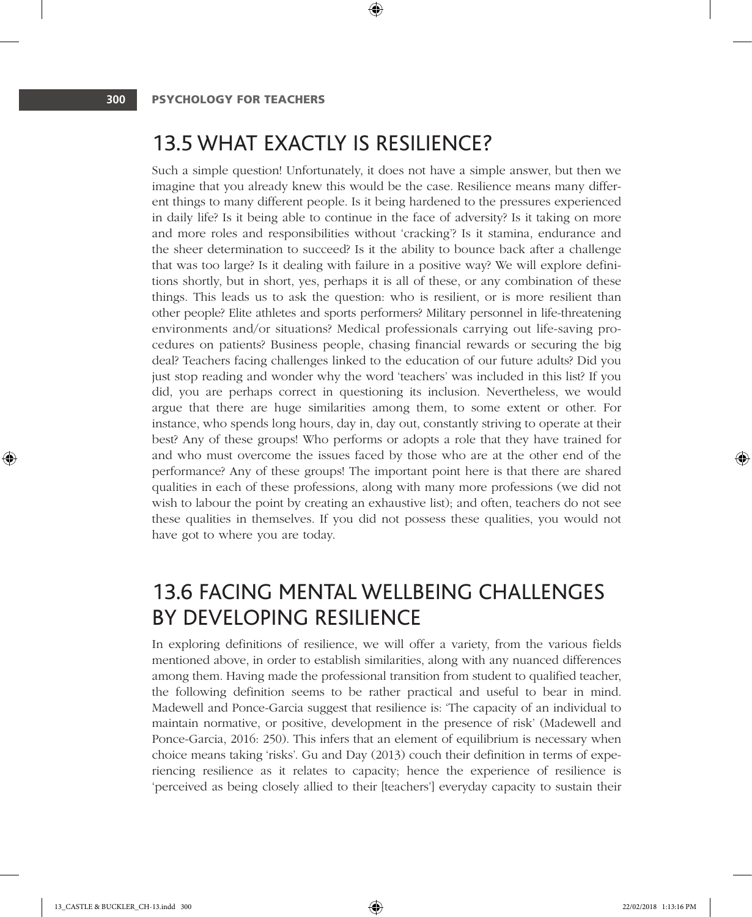## 13.5 WHAT EXACTLY IS RESILIENCE?

Such a simple question! Unfortunately, it does not have a simple answer, but then we imagine that you already knew this would be the case. Resilience means many different things to many different people. Is it being hardened to the pressures experienced in daily life? Is it being able to continue in the face of adversity? Is it taking on more and more roles and responsibilities without 'cracking'? Is it stamina, endurance and the sheer determination to succeed? Is it the ability to bounce back after a challenge that was too large? Is it dealing with failure in a positive way? We will explore definitions shortly, but in short, yes, perhaps it is all of these, or any combination of these things. This leads us to ask the question: who is resilient, or is more resilient than other people? Elite athletes and sports performers? Military personnel in life-threatening environments and/or situations? Medical professionals carrying out life-saving procedures on patients? Business people, chasing financial rewards or securing the big deal? Teachers facing challenges linked to the education of our future adults? Did you just stop reading and wonder why the word 'teachers' was included in this list? If you did, you are perhaps correct in questioning its inclusion. Nevertheless, we would argue that there are huge similarities among them, to some extent or other. For instance, who spends long hours, day in, day out, constantly striving to operate at their best? Any of these groups! Who performs or adopts a role that they have trained for and who must overcome the issues faced by those who are at the other end of the performance? Any of these groups! The important point here is that there are shared qualities in each of these professions, along with many more professions (we did not wish to labour the point by creating an exhaustive list); and often, teachers do not see these qualities in themselves. If you did not possess these qualities, you would not have got to where you are today.

## 13.6 FACING MENTAL WELLBEING CHALLENGES BY DEVELOPING RESILIENCE

In exploring definitions of resilience, we will offer a variety, from the various fields mentioned above, in order to establish similarities, along with any nuanced differences among them. Having made the professional transition from student to qualified teacher, the following definition seems to be rather practical and useful to bear in mind. Madewell and Ponce-Garcia suggest that resilience is: 'The capacity of an individual to maintain normative, or positive, development in the presence of risk' (Madewell and Ponce-Garcia, 2016: 250). This infers that an element of equilibrium is necessary when choice means taking 'risks'. Gu and Day (2013) couch their definition in terms of experiencing resilience as it relates to capacity; hence the experience of resilience is 'perceived as being closely allied to their [teachers'] everyday capacity to sustain their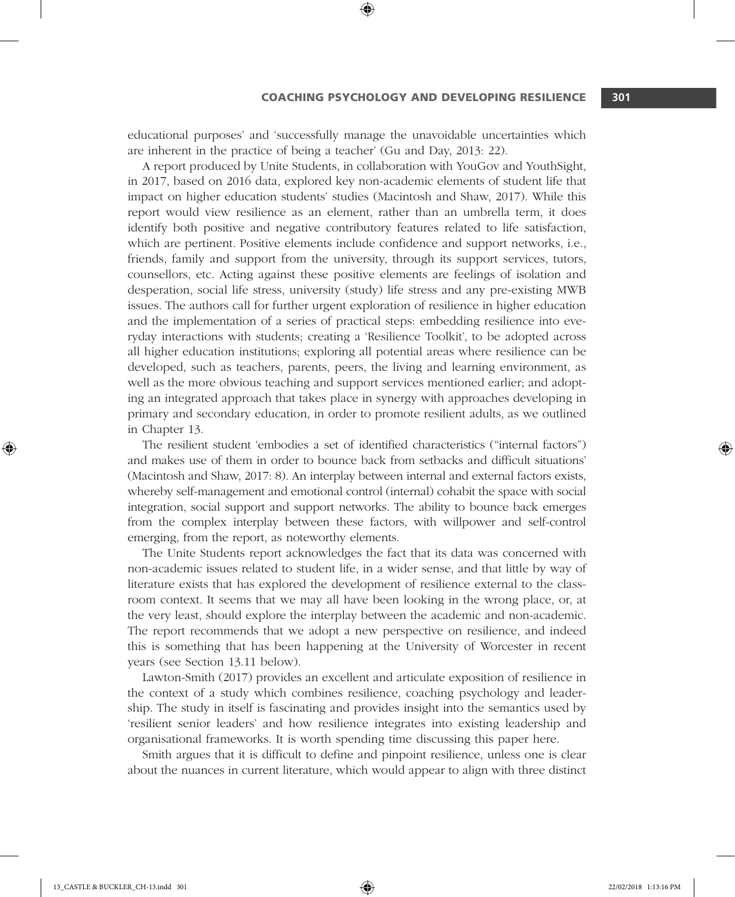educational purposes' and 'successfully manage the unavoidable uncertainties which are inherent in the practice of being a teacher' (Gu and Day, 2013: 22).

A report produced by Unite Students, in collaboration with YouGov and YouthSight, in 2017, based on 2016 data, explored key non-academic elements of student life that impact on higher education students' studies (Macintosh and Shaw, 2017). While this report would view resilience as an element, rather than an umbrella term, it does identify both positive and negative contributory features related to life satisfaction, which are pertinent. Positive elements include confidence and support networks, i.e., friends, family and support from the university, through its support services, tutors, counsellors, etc. Acting against these positive elements are feelings of isolation and desperation, social life stress, university (study) life stress and any pre-existing MWB issues. The authors call for further urgent exploration of resilience in higher education and the implementation of a series of practical steps: embedding resilience into everyday interactions with students; creating a 'Resilience Toolkit', to be adopted across all higher education institutions; exploring all potential areas where resilience can be developed, such as teachers, parents, peers, the living and learning environment, as well as the more obvious teaching and support services mentioned earlier; and adopting an integrated approach that takes place in synergy with approaches developing in primary and secondary education, in order to promote resilient adults, as we outlined in Chapter 13.

The resilient student 'embodies a set of identified characteristics ("internal factors") and makes use of them in order to bounce back from setbacks and difficult situations' (Macintosh and Shaw, 2017: 8). An interplay between internal and external factors exists, whereby self-management and emotional control (internal) cohabit the space with social integration, social support and support networks. The ability to bounce back emerges from the complex interplay between these factors, with willpower and self-control emerging, from the report, as noteworthy elements.

The Unite Students report acknowledges the fact that its data was concerned with non-academic issues related to student life, in a wider sense, and that little by way of literature exists that has explored the development of resilience external to the classroom context. It seems that we may all have been looking in the wrong place, or, at the very least, should explore the interplay between the academic and non-academic. The report recommends that we adopt a new perspective on resilience, and indeed this is something that has been happening at the University of Worcester in recent years (see Section 13.11 below).

Lawton-Smith (2017) provides an excellent and articulate exposition of resilience in the context of a study which combines resilience, coaching psychology and leadership. The study in itself is fascinating and provides insight into the semantics used by 'resilient senior leaders' and how resilience integrates into existing leadership and organisational frameworks. It is worth spending time discussing this paper here.

Smith argues that it is difficult to define and pinpoint resilience, unless one is clear about the nuances in current literature, which would appear to align with three distinct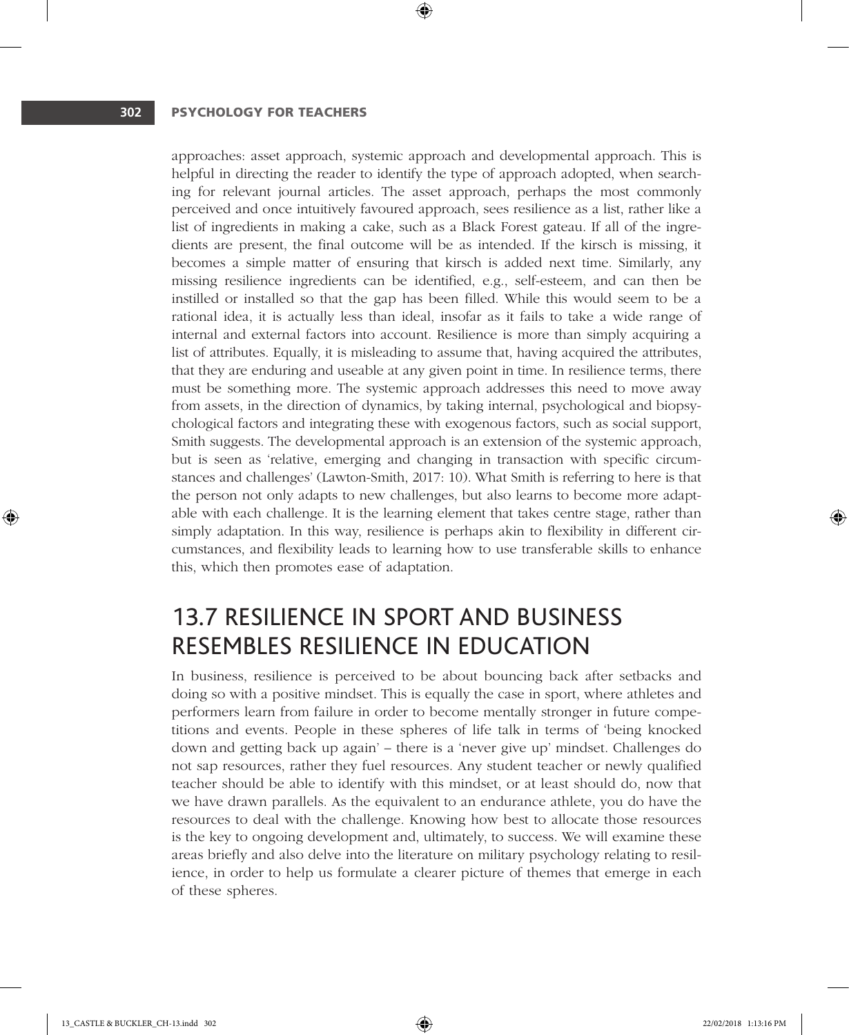approaches: asset approach, systemic approach and developmental approach. This is helpful in directing the reader to identify the type of approach adopted, when searching for relevant journal articles. The asset approach, perhaps the most commonly perceived and once intuitively favoured approach, sees resilience as a list, rather like a list of ingredients in making a cake, such as a Black Forest gateau. If all of the ingredients are present, the final outcome will be as intended. If the kirsch is missing, it becomes a simple matter of ensuring that kirsch is added next time. Similarly, any missing resilience ingredients can be identified, e.g., self-esteem, and can then be instilled or installed so that the gap has been filled. While this would seem to be a rational idea, it is actually less than ideal, insofar as it fails to take a wide range of internal and external factors into account. Resilience is more than simply acquiring a list of attributes. Equally, it is misleading to assume that, having acquired the attributes, that they are enduring and useable at any given point in time. In resilience terms, there must be something more. The systemic approach addresses this need to move away from assets, in the direction of dynamics, by taking internal, psychological and biopsychological factors and integrating these with exogenous factors, such as social support, Smith suggests. The developmental approach is an extension of the systemic approach, but is seen as 'relative, emerging and changing in transaction with specific circumstances and challenges' (Lawton-Smith, 2017: 10). What Smith is referring to here is that the person not only adapts to new challenges, but also learns to become more adaptable with each challenge. It is the learning element that takes centre stage, rather than simply adaptation. In this way, resilience is perhaps akin to flexibility in different circumstances, and flexibility leads to learning how to use transferable skills to enhance this, which then promotes ease of adaptation.

## 13.7 RESILIENCE IN SPORT AND BUSINESS RESEMBLES RESILIENCE IN EDUCATION

In business, resilience is perceived to be about bouncing back after setbacks and doing so with a positive mindset. This is equally the case in sport, where athletes and performers learn from failure in order to become mentally stronger in future competitions and events. People in these spheres of life talk in terms of 'being knocked down and getting back up again' – there is a 'never give up' mindset. Challenges do not sap resources, rather they fuel resources. Any student teacher or newly qualified teacher should be able to identify with this mindset, or at least should do, now that we have drawn parallels. As the equivalent to an endurance athlete, you do have the resources to deal with the challenge. Knowing how best to allocate those resources is the key to ongoing development and, ultimately, to success. We will examine these areas briefly and also delve into the literature on military psychology relating to resilience, in order to help us formulate a clearer picture of themes that emerge in each of these spheres.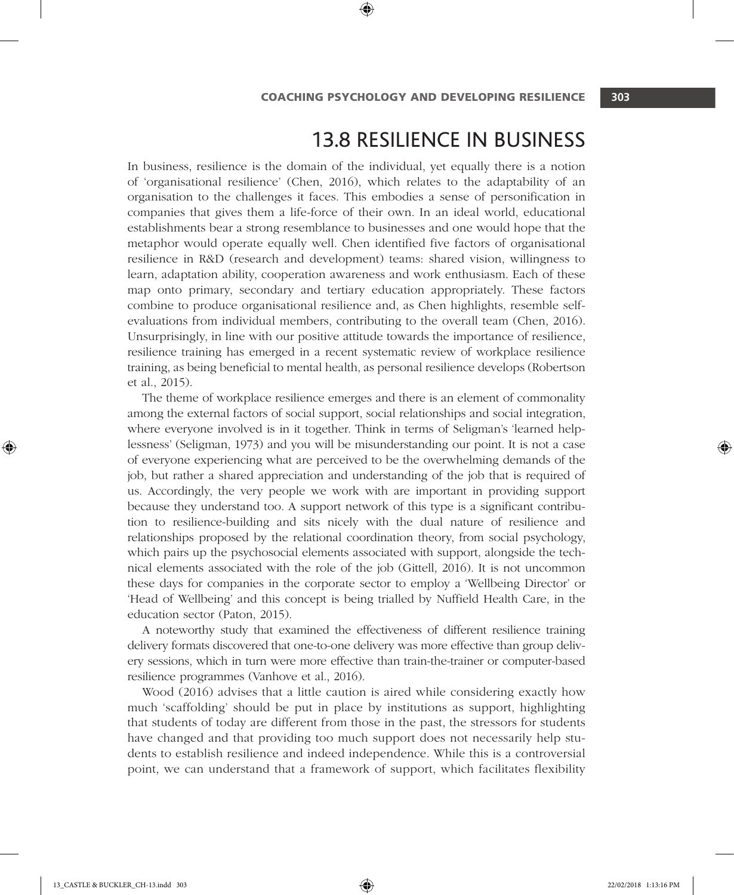## 13.8 RESILIENCE IN BUSINESS

In business, resilience is the domain of the individual, yet equally there is a notion of 'organisational resilience' (Chen, 2016), which relates to the adaptability of an organisation to the challenges it faces. This embodies a sense of personification in companies that gives them a life-force of their own. In an ideal world, educational establishments bear a strong resemblance to businesses and one would hope that the metaphor would operate equally well. Chen identified five factors of organisational resilience in R&D (research and development) teams: shared vision, willingness to learn, adaptation ability, cooperation awareness and work enthusiasm. Each of these map onto primary, secondary and tertiary education appropriately. These factors combine to produce organisational resilience and, as Chen highlights, resemble self-evaluations from individual members, contributing to the overall team (Chen, 2016). Unsurprisingly, in line with our positive attitude towards the importance of resilience, resilience training has emerged in a recent systematic review of workplace resilience training, as being beneficial to mental health, as personal resilience develops (Robertson et al., 2015).

The theme of workplace resilience emerges and there is an element of commonality among the external factors of social support, social relationships and social integration, where everyone involved is in it together. Think in terms of Seligman's 'learned helplessness' (Seligman, 1973) and you will be misunderstanding our point. It is not a case of everyone experiencing what are perceived to be the overwhelming demands of the job, but rather a shared appreciation and understanding of the job that is required of us. Accordingly, the very people we work with are important in providing support because they understand too. A support network of this type is a significant contribution to resilience-building and sits nicely with the dual nature of resilience and relationships proposed by the relational coordination theory, from social psychology, which pairs up the psychosocial elements associated with support, alongside the technical elements associated with the role of the job (Gittell, 2016). It is not uncommon these days for companies in the corporate sector to employ a 'Wellbeing Director' or 'Head of Wellbeing' and this concept is being trialled by Nuffield Health Care, in the education sector (Paton, 2015).

A noteworthy study that examined the effectiveness of different resilience training delivery formats discovered that one-to-one delivery was more effective than group delivery sessions, which in turn were more effective than train-the-trainer or computer-based resilience programmes (Vanhove et al., 2016).

Wood (2016) advises that a little caution is aired while considering exactly how much 'scaffolding' should be put in place by institutions as support, highlighting that students of today are different from those in the past, the stressors for students have changed and that providing too much support does not necessarily help students to establish resilience and indeed independence. While this is a controversial point, we can understand that a framework of support, which facilitates flexibility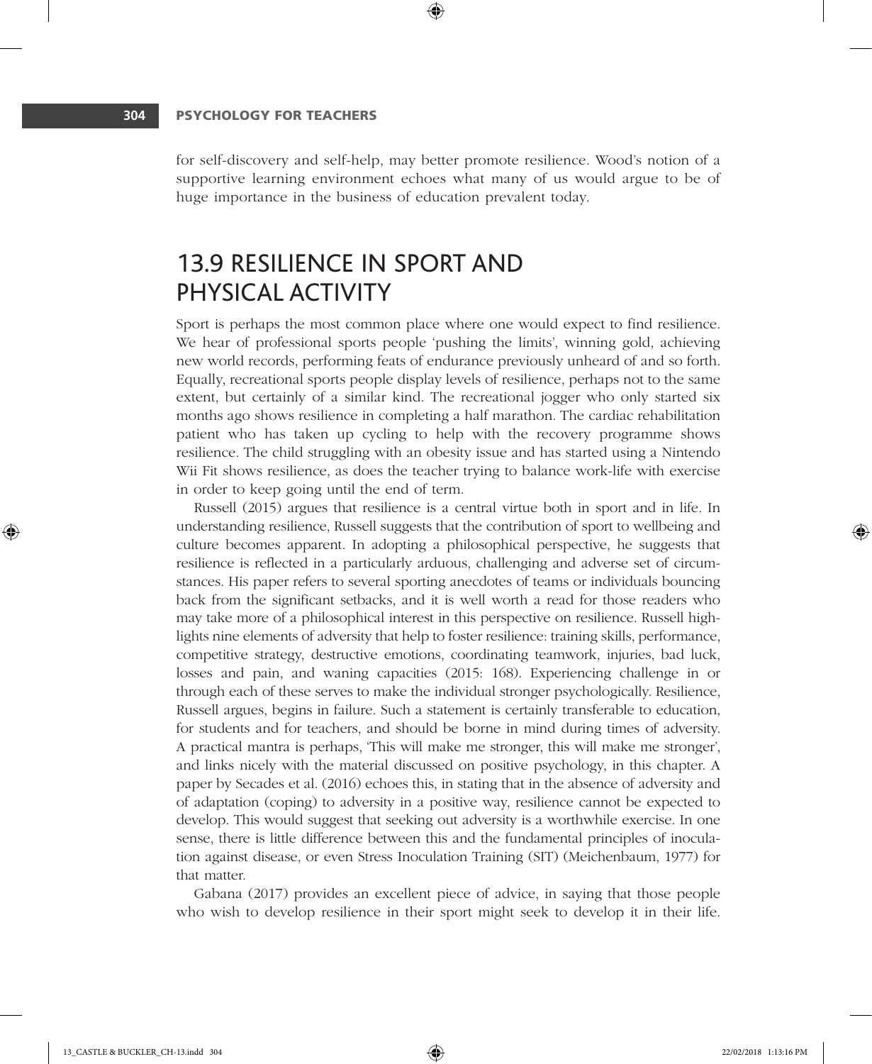for self-discovery and self-help, may better promote resilience. Wood's notion of a supportive learning environment echoes what many of us would argue to be of huge importance in the business of education prevalent today.

## 13.9 RESILIENCE IN SPORT AND PHYSICAL ACTIVITY

Sport is perhaps the most common place where one would expect to find resilience. We hear of professional sports people 'pushing the limits', winning gold, achieving new world records, performing feats of endurance previously unheard of and so forth. Equally, recreational sports people display levels of resilience, perhaps not to the same extent, but certainly of a similar kind. The recreational jogger who only started six months ago shows resilience in completing a half marathon. The cardiac rehabilitation patient who has taken up cycling to help with the recovery programme shows resilience. The child struggling with an obesity issue and has started using a Nintendo Wii Fit shows resilience, as does the teacher trying to balance work-life with exercise in order to keep going until the end of term.

Russell (2015) argues that resilience is a central virtue both in sport and in life. In understanding resilience, Russell suggests that the contribution of sport to wellbeing and culture becomes apparent. In adopting a philosophical perspective, he suggests that resilience is reflected in a particularly arduous, challenging and adverse set of circumstances. His paper refers to several sporting anecdotes of teams or individuals bouncing back from the significant setbacks, and it is well worth a read for those readers who may take more of a philosophical interest in this perspective on resilience. Russell highlights nine elements of adversity that help to foster resilience: training skills, performance, competitive strategy, destructive emotions, coordinating teamwork, injuries, bad luck, losses and pain, and waning capacities (2015: 168). Experiencing challenge in or through each of these serves to make the individual stronger psychologically. Resilience, Russell argues, begins in failure. Such a statement is certainly transferable to education, for students and for teachers, and should be borne in mind during times of adversity. A practical mantra is perhaps, 'This will make me stronger, this will make me stronger', and links nicely with the material discussed on positive psychology, in this chapter. A paper by Secades et al. (2016) echoes this, in stating that in the absence of adversity and of adaptation (coping) to adversity in a positive way, resilience cannot be expected to develop. This would suggest that seeking out adversity is a worthwhile exercise. In one sense, there is little difference between this and the fundamental principles of inoculation against disease, or even Stress Inoculation Training (SIT) (Meichenbaum, 1977) for that matter.

Gabana (2017) provides an excellent piece of advice, in saying that those people who wish to develop resilience in their sport might seek to develop it in their life.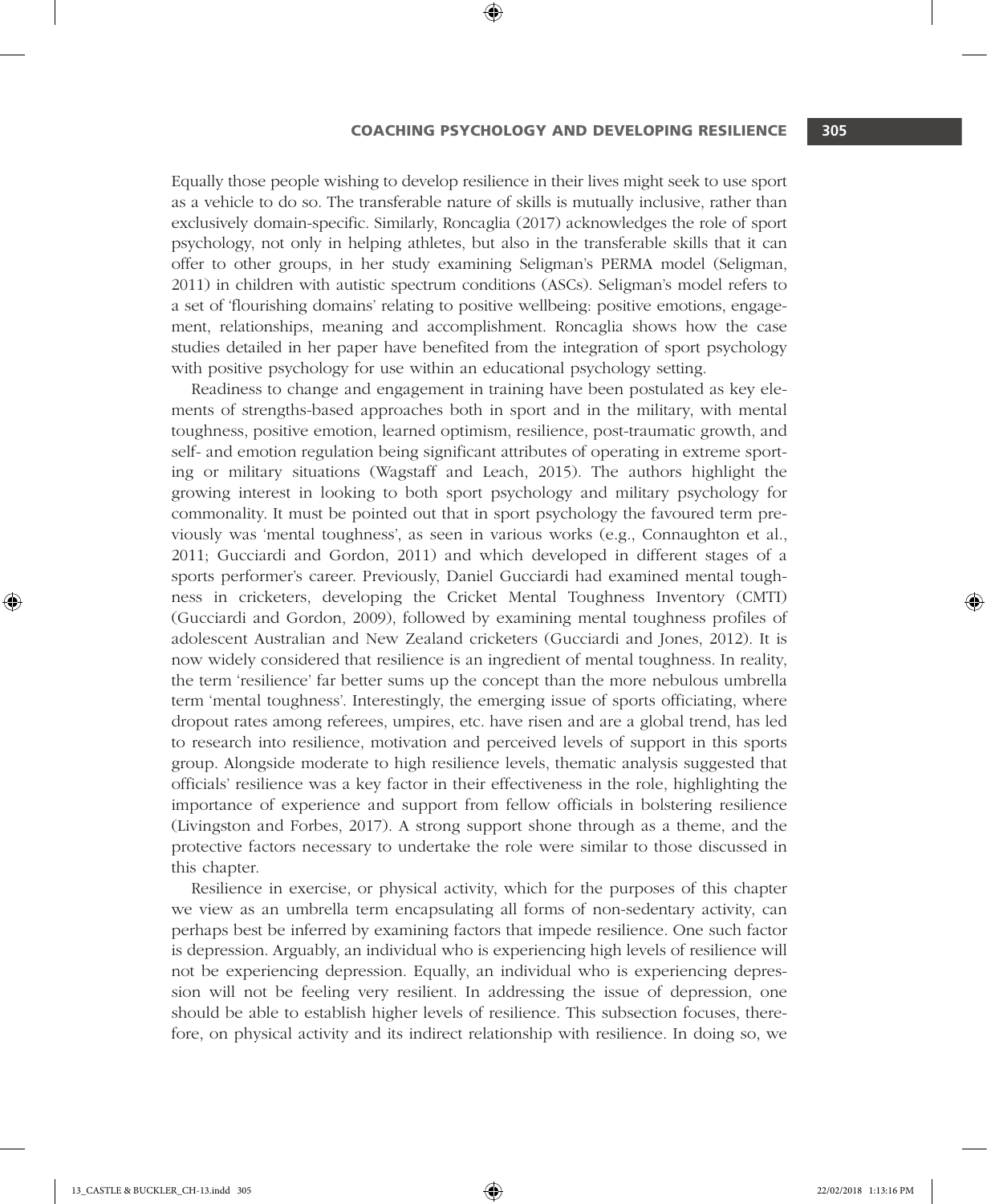Equally those people wishing to develop resilience in their lives might seek to use sport as a vehicle to do so. The transferable nature of skills is mutually inclusive, rather than exclusively domain-specific. Similarly, Roncaglia (2017) acknowledges the role of sport psychology, not only in helping athletes, but also in the transferable skills that it can offer to other groups, in her study examining Seligman's PERMA model (Seligman, 2011) in children with autistic spectrum conditions (ASCs). Seligman's model refers to a set of 'flourishing domains' relating to positive wellbeing: positive emotions, engagement, relationships, meaning and accomplishment. Roncaglia shows how the case studies detailed in her paper have benefited from the integration of sport psychology with positive psychology for use within an educational psychology setting.

Readiness to change and engagement in training have been postulated as key elements of strengths-based approaches both in sport and in the military, with mental toughness, positive emotion, learned optimism, resilience, post-traumatic growth, and self- and emotion regulation being significant attributes of operating in extreme sporting or military situations (Wagstaff and Leach, 2015). The authors highlight the growing interest in looking to both sport psychology and military psychology for commonality. It must be pointed out that in sport psychology the favoured term previously was 'mental toughness', as seen in various works (e.g., Connaughton et al., 2011; Gucciardi and Gordon, 2011) and which developed in different stages of a sports performer's career. Previously, Daniel Gucciardi had examined mental toughness in cricketers, developing the Cricket Mental Toughness Inventory (CMTI) (Gucciardi and Gordon, 2009), followed by examining mental toughness profiles of adolescent Australian and New Zealand cricketers (Gucciardi and Jones, 2012). It is now widely considered that resilience is an ingredient of mental toughness. In reality, the term 'resilience' far better sums up the concept than the more nebulous umbrella term 'mental toughness'. Interestingly, the emerging issue of sports officiating, where dropout rates among referees, umpires, etc. have risen and are a global trend, has led to research into resilience, motivation and perceived levels of support in this sports group. Alongside moderate to high resilience levels, thematic analysis suggested that officials' resilience was a key factor in their effectiveness in the role, highlighting the importance of experience and support from fellow officials in bolstering resilience (Livingston and Forbes, 2017). A strong support shone through as a theme, and the protective factors necessary to undertake the role were similar to those discussed in this chapter.

Resilience in exercise, or physical activity, which for the purposes of this chapter we view as an umbrella term encapsulating all forms of non-sedentary activity, can perhaps best be inferred by examining factors that impede resilience. One such factor is depression. Arguably, an individual who is experiencing high levels of resilience will not be experiencing depression. Equally, an individual who is experiencing depression will not be feeling very resilient. In addressing the issue of depression, one should be able to establish higher levels of resilience. This subsection focuses, therefore, on physical activity and its indirect relationship with resilience. In doing so, we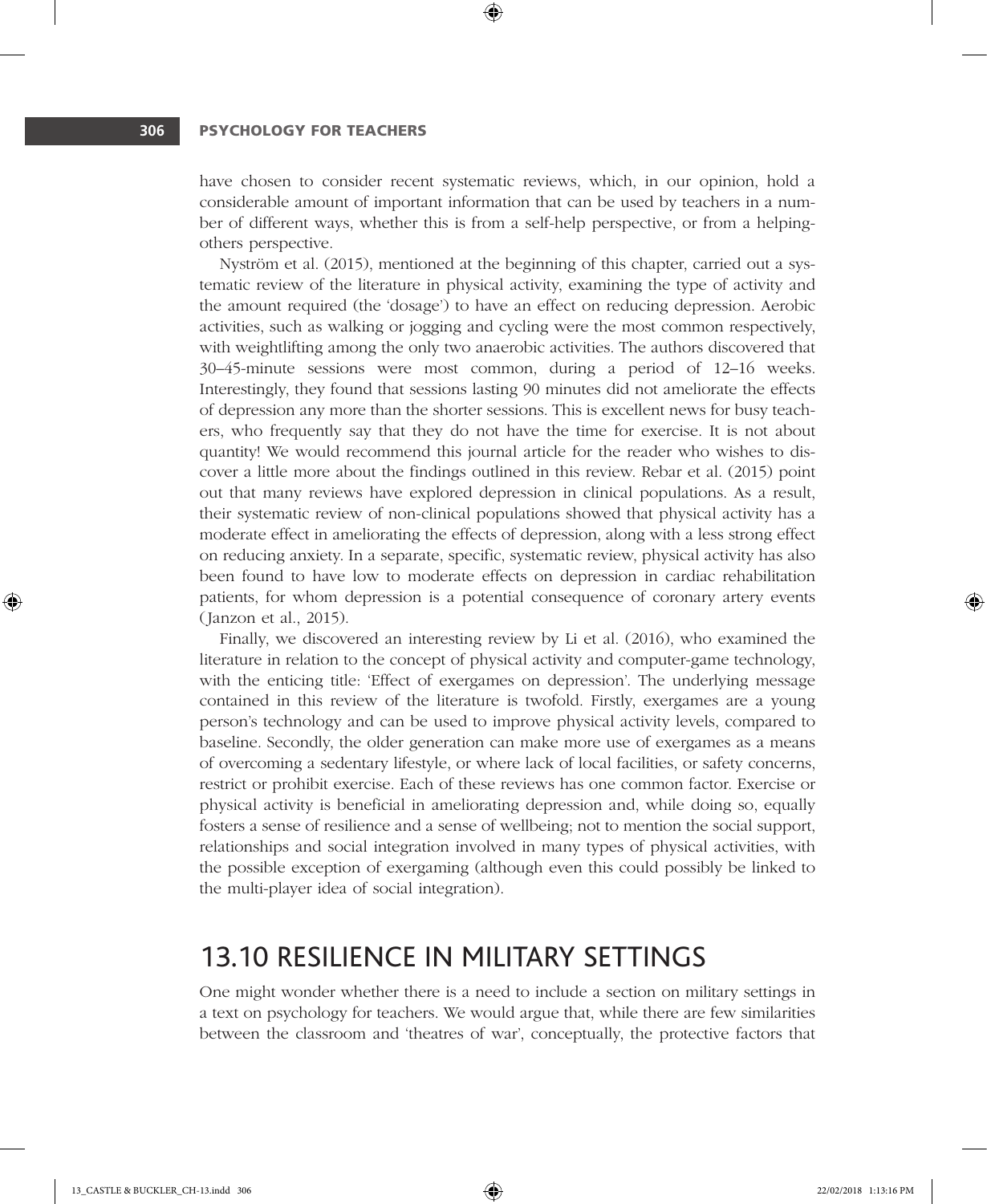have chosen to consider recent systematic reviews, which, in our opinion, hold a considerable amount of important information that can be used by teachers in a number of different ways, whether this is from a self-help perspective, or from a helping-others perspective.

Nyström et al. (2015), mentioned at the beginning of this chapter, carried out a systematic review of the literature in physical activity, examining the type of activity and the amount required (the 'dosage') to have an effect on reducing depression. Aerobic activities, such as walking or jogging and cycling were the most common respectively, with weightlifting among the only two anaerobic activities. The authors discovered that 30–45-minute sessions were most common, during a period of 12–16 weeks. Interestingly, they found that sessions lasting 90 minutes did not ameliorate the effects of depression any more than the shorter sessions. This is excellent news for busy teachers, who frequently say that they do not have the time for exercise. It is not about quantity! We would recommend this journal article for the reader who wishes to discover a little more about the findings outlined in this review. Rebar et al. (2015) point out that many reviews have explored depression in clinical populations. As a result, their systematic review of non-clinical populations showed that physical activity has a moderate effect in ameliorating the effects of depression, along with a less strong effect on reducing anxiety. In a separate, specific, systematic review, physical activity has also been found to have low to moderate effects on depression in cardiac rehabilitation patients, for whom depression is a potential consequence of coronary artery events (Janzon et al., 2015).

Finally, we discovered an interesting review by Li et al. (2016), who examined the literature in relation to the concept of physical activity and computer-game technology, with the enticing title: 'Effect of exergames on depression'. The underlying message contained in this review of the literature is twofold. Firstly, exergames are a young person's technology and can be used to improve physical activity levels, compared to baseline. Secondly, the older generation can make more use of exergames as a means of overcoming a sedentary lifestyle, or where lack of local facilities, or safety concerns, restrict or prohibit exercise. Each of these reviews has one common factor. Exercise or physical activity is beneficial in ameliorating depression and, while doing so, equally fosters a sense of resilience and a sense of wellbeing; not to mention the social support, relationships and social integration involved in many types of physical activities, with the possible exception of exergaming (although even this could possibly be linked to the multi-player idea of social integration).

## 13.10 RESILIENCE IN MILITARY SETTINGS

One might wonder whether there is a need to include a section on military settings in a text on psychology for teachers. We would argue that, while there are few similarities between the classroom and 'theatres of war', conceptually, the protective factors that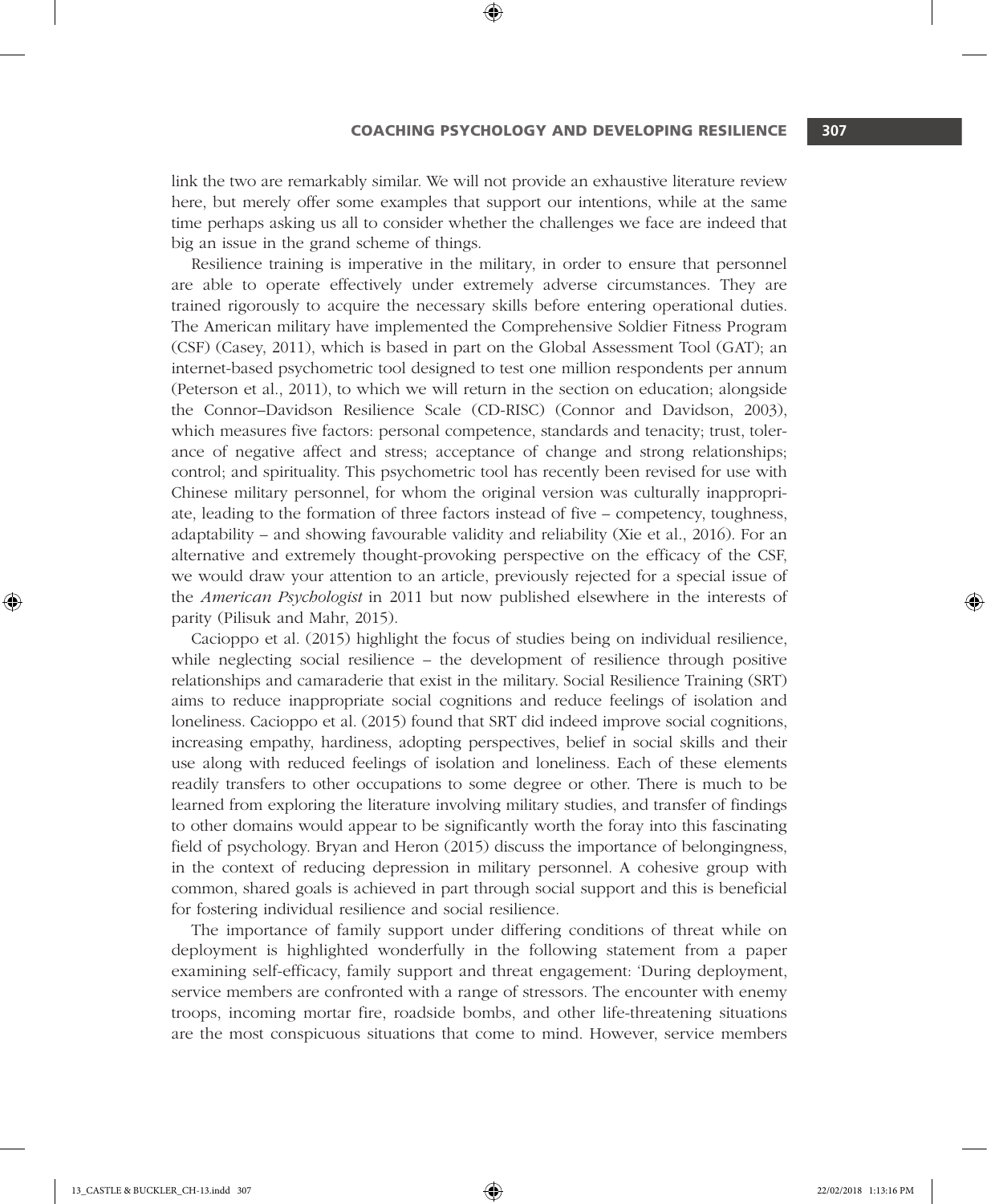link the two are remarkably similar. We will not provide an exhaustive literature review here, but merely offer some examples that support our intentions, while at the same time perhaps asking us all to consider whether the challenges we face are indeed that big an issue in the grand scheme of things.

Resilience training is imperative in the military, in order to ensure that personnel are able to operate effectively under extremely adverse circumstances. They are trained rigorously to acquire the necessary skills before entering operational duties. The American military have implemented the Comprehensive Soldier Fitness Program (CSF) (Casey, 2011), which is based in part on the Global Assessment Tool (GAT); an internet-based psychometric tool designed to test one million respondents per annum (Peterson et al., 2011), to which we will return in the section on education; alongside the Connor–Davidson Resilience Scale (CD-RISC) (Connor and Davidson, 2003), which measures five factors: personal competence, standards and tenacity; trust, tolerance of negative affect and stress; acceptance of change and strong relationships; control; and spirituality. This psychometric tool has recently been revised for use with Chinese military personnel, for whom the original version was culturally inappropriate, leading to the formation of three factors instead of five – competency, toughness, adaptability – and showing favourable validity and reliability (Xie et al., 2016). For an alternative and extremely thought-provoking perspective on the efficacy of the CSF, we would draw your attention to an article, previously rejected for a special issue of the *American Psychologist* in 2011 but now published elsewhere in the interests of parity (Pilisuk and Mahr, 2015).

Cacioppo et al. (2015) highlight the focus of studies being on individual resilience, while neglecting social resilience – the development of resilience through positive relationships and camaraderie that exist in the military. Social Resilience Training (SRT) aims to reduce inappropriate social cognitions and reduce feelings of isolation and loneliness. Cacioppo et al. (2015) found that SRT did indeed improve social cognitions, increasing empathy, hardiness, adopting perspectives, belief in social skills and their use along with reduced feelings of isolation and loneliness. Each of these elements readily transfers to other occupations to some degree or other. There is much to be learned from exploring the literature involving military studies, and transfer of findings to other domains would appear to be significantly worth the foray into this fascinating field of psychology. Bryan and Heron (2015) discuss the importance of belongingness, in the context of reducing depression in military personnel. A cohesive group with common, shared goals is achieved in part through social support and this is beneficial for fostering individual resilience and social resilience.

The importance of family support under differing conditions of threat while on deployment is highlighted wonderfully in the following statement from a paper examining self-efficacy, family support and threat engagement: 'During deployment, service members are confronted with a range of stressors. The encounter with enemy troops, incoming mortar fire, roadside bombs, and other life-threatening situations are the most conspicuous situations that come to mind. However, service members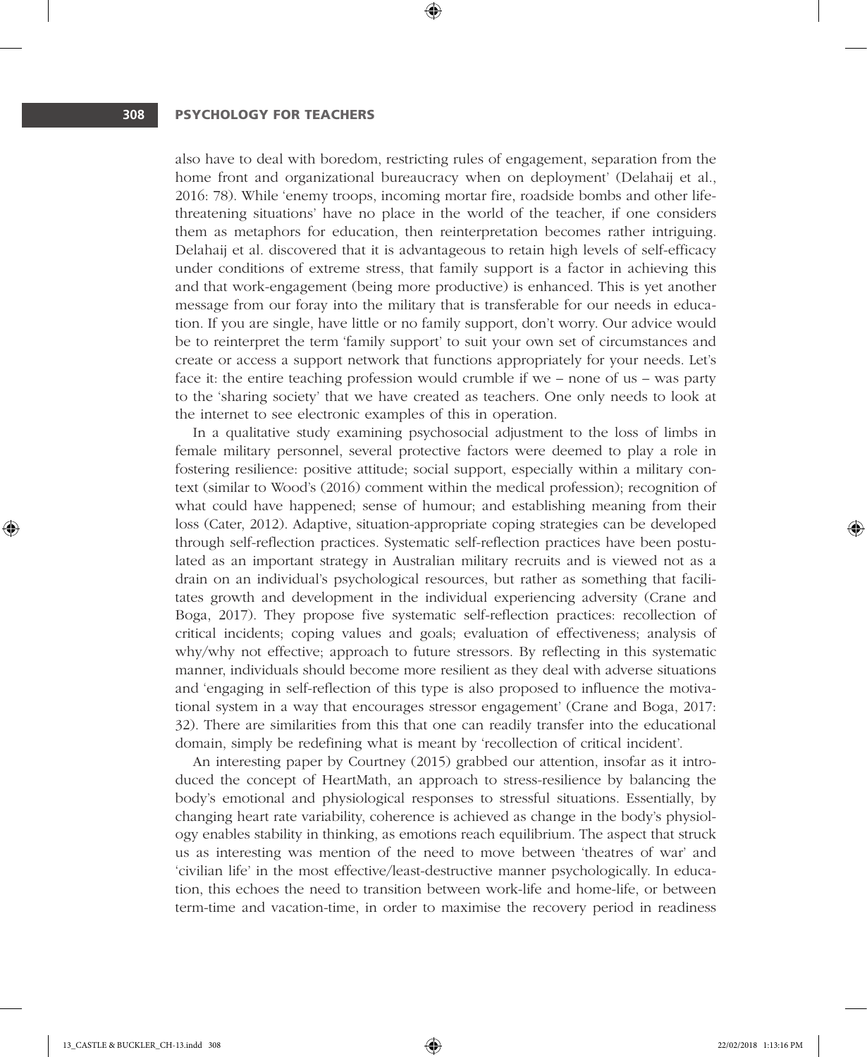also have to deal with boredom, restricting rules of engagement, separation from the home front and organizational bureaucracy when on deployment' (Delahaij et al., 2016: 78). While 'enemy troops, incoming mortar fire, roadside bombs and other life-threatening situations' have no place in the world of the teacher, if one considers them as metaphors for education, then reinterpretation becomes rather intriguing. Delahaij et al. discovered that it is advantageous to retain high levels of self-efficacy under conditions of extreme stress, that family support is a factor in achieving this and that work-engagement (being more productive) is enhanced. This is yet another message from our foray into the military that is transferable for our needs in education. If you are single, have little or no family support, don't worry. Our advice would be to reinterpret the term 'family support' to suit your own set of circumstances and create or access a support network that functions appropriately for your needs. Let's face it: the entire teaching profession would crumble if we – none of us – was party to the 'sharing society' that we have created as teachers. One only needs to look at the internet to see electronic examples of this in operation.

In a qualitative study examining psychosocial adjustment to the loss of limbs in female military personnel, several protective factors were deemed to play a role in fostering resilience: positive attitude; social support, especially within a military context (similar to Wood's (2016) comment within the medical profession); recognition of what could have happened; sense of humour; and establishing meaning from their loss (Cater, 2012). Adaptive, situation-appropriate coping strategies can be developed through self-reflection practices. Systematic self-reflection practices have been postulated as an important strategy in Australian military recruits and is viewed not as a drain on an individual's psychological resources, but rather as something that facilitates growth and development in the individual experiencing adversity (Crane and Boga, 2017). They propose five systematic self-reflection practices: recollection of critical incidents; coping values and goals; evaluation of effectiveness; analysis of why/why not effective; approach to future stressors. By reflecting in this systematic manner, individuals should become more resilient as they deal with adverse situations and 'engaging in self-reflection of this type is also proposed to influence the motivational system in a way that encourages stressor engagement' (Crane and Boga, 2017: 32). There are similarities from this that one can readily transfer into the educational domain, simply be redefining what is meant by 'recollection of critical incident'.

An interesting paper by Courtney (2015) grabbed our attention, insofar as it introduced the concept of HeartMath, an approach to stress-resilience by balancing the body's emotional and physiological responses to stressful situations. Essentially, by changing heart rate variability, coherence is achieved as change in the body's physiology enables stability in thinking, as emotions reach equilibrium. The aspect that struck us as interesting was mention of the need to move between 'theatres of war' and 'civilian life' in the most effective/least-destructive manner psychologically. In education, this echoes the need to transition between work-life and home-life, or between term-time and vacation-time, in order to maximise the recovery period in readiness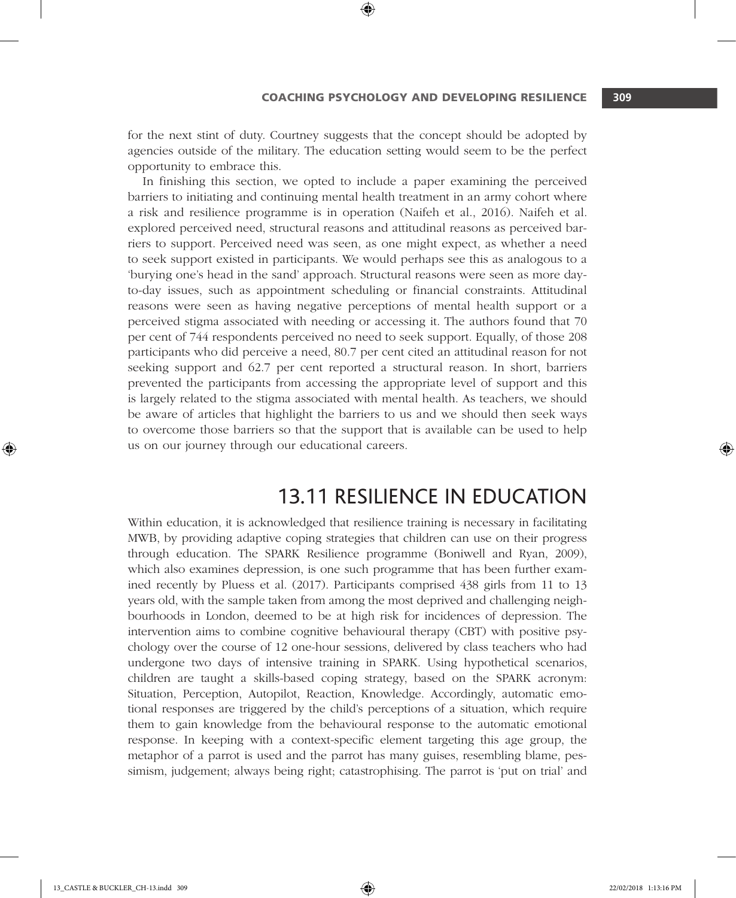for the next stint of duty. Courtney suggests that the concept should be adopted by agencies outside of the military. The education setting would seem to be the perfect opportunity to embrace this.

In finishing this section, we opted to include a paper examining the perceived barriers to initiating and continuing mental health treatment in an army cohort where a risk and resilience programme is in operation (Naifeh et al., 2016). Naifeh et al. explored perceived need, structural reasons and attitudinal reasons as perceived barriers to support. Perceived need was seen, as one might expect, as whether a need to seek support existed in participants. We would perhaps see this as analogous to a 'burying one's head in the sand' approach. Structural reasons were seen as more day-to-day issues, such as appointment scheduling or financial constraints. Attitudinal reasons were seen as having negative perceptions of mental health support or a perceived stigma associated with needing or accessing it. The authors found that 70 per cent of 744 respondents perceived no need to seek support. Equally, of those 208 participants who did perceive a need, 80.7 per cent cited an attitudinal reason for not seeking support and 62.7 per cent reported a structural reason. In short, barriers prevented the participants from accessing the appropriate level of support and this is largely related to the stigma associated with mental health. As teachers, we should be aware of articles that highlight the barriers to us and we should then seek ways to overcome those barriers so that the support that is available can be used to help us on our journey through our educational careers.

## 13.11 RESILIENCE IN EDUCATION

Within education, it is acknowledged that resilience training is necessary in facilitating MWB, by providing adaptive coping strategies that children can use on their progress through education. The SPARK Resilience programme (Boniwell and Ryan, 2009), which also examines depression, is one such programme that has been further examined recently by Pluess et al. (2017). Participants comprised 438 girls from 11 to 13 years old, with the sample taken from among the most deprived and challenging neighbourhoods in London, deemed to be at high risk for incidences of depression. The intervention aims to combine cognitive behavioural therapy (CBT) with positive psychology over the course of 12 one-hour sessions, delivered by class teachers who had undergone two days of intensive training in SPARK. Using hypothetical scenarios, children are taught a skills-based coping strategy, based on the SPARK acronym: Situation, Perception, Autopilot, Reaction, Knowledge. Accordingly, automatic emotional responses are triggered by the child's perceptions of a situation, which require them to gain knowledge from the behavioural response to the automatic emotional response. In keeping with a context-specific element targeting this age group, the metaphor of a parrot is used and the parrot has many guises, resembling blame, pessimism, judgement; always being right; catastrophising. The parrot is 'put on trial' and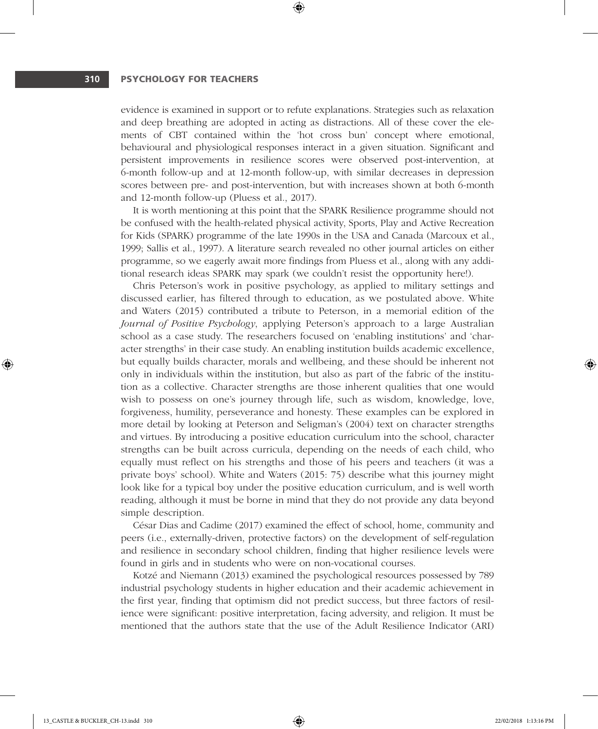evidence is examined in support or to refute explanations. Strategies such as relaxation and deep breathing are adopted in acting as distractions. All of these cover the elements of CBT contained within the 'hot cross bun' concept where emotional, behavioural and physiological responses interact in a given situation. Significant and persistent improvements in resilience scores were observed post-intervention, at 6-month follow-up and at 12-month follow-up, with similar decreases in depression scores between pre- and post-intervention, but with increases shown at both 6-month and 12-month follow-up (Pluess et al., 2017).

It is worth mentioning at this point that the SPARK Resilience programme should not be confused with the health-related physical activity, Sports, Play and Active Recreation for Kids (SPARK) programme of the late 1990s in the USA and Canada (Marcoux et al., 1999; Sallis et al., 1997). A literature search revealed no other journal articles on either programme, so we eagerly await more findings from Pluess et al., along with any additional research ideas SPARK may spark (we couldn't resist the opportunity here!).

Chris Peterson's work in positive psychology, as applied to military settings and discussed earlier, has filtered through to education, as we postulated above. White and Waters (2015) contributed a tribute to Peterson, in a memorial edition of the *Journal of Positive Psychology*, applying Peterson's approach to a large Australian school as a case study. The researchers focused on 'enabling institutions' and 'character strengths' in their case study. An enabling institution builds academic excellence, but equally builds character, morals and wellbeing, and these should be inherent not only in individuals within the institution, but also as part of the fabric of the institution as a collective. Character strengths are those inherent qualities that one would wish to possess on one's journey through life, such as wisdom, knowledge, love, forgiveness, humility, perseverance and honesty. These examples can be explored in more detail by looking at Peterson and Seligman's (2004) text on character strengths and virtues. By introducing a positive education curriculum into the school, character strengths can be built across curricula, depending on the needs of each child, who equally must reflect on his strengths and those of his peers and teachers (it was a private boys' school). White and Waters (2015: 75) describe what this journey might look like for a typical boy under the positive education curriculum, and is well worth reading, although it must be borne in mind that they do not provide any data beyond simple description.

César Dias and Cadime (2017) examined the effect of school, home, community and peers (i.e., externally-driven, protective factors) on the development of self-regulation and resilience in secondary school children, finding that higher resilience levels were found in girls and in students who were on non-vocational courses.

Kotzé and Niemann (2013) examined the psychological resources possessed by 789 industrial psychology students in higher education and their academic achievement in the first year, finding that optimism did not predict success, but three factors of resilience were significant: positive interpretation, facing adversity, and religion. It must be mentioned that the authors state that the use of the Adult Resilience Indicator (ARI)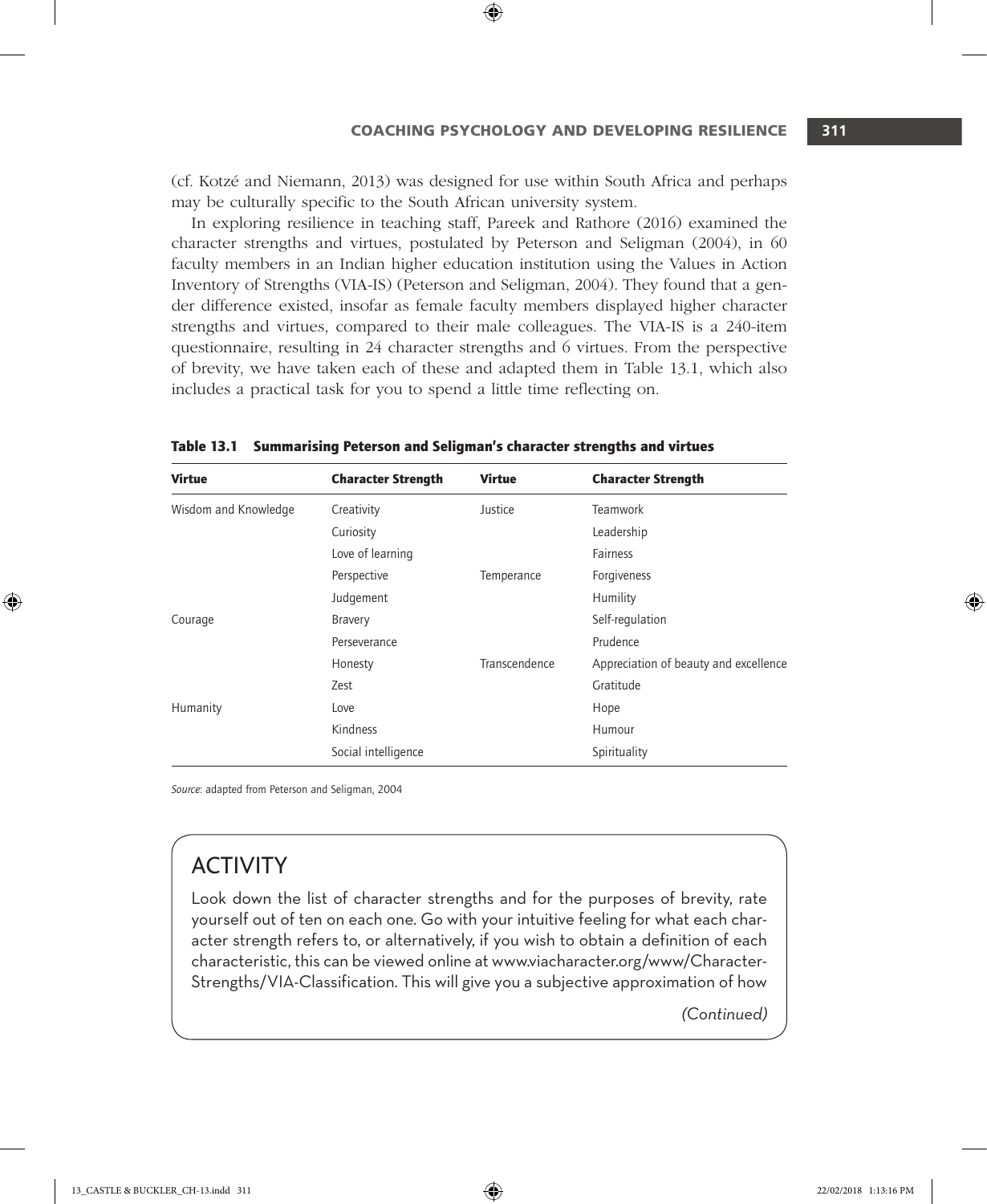(cf. Kotzé and Niemann, 2013) was designed for use within South Africa and perhaps may be culturally specific to the South African university system.

In exploring resilience in teaching staff, Pareek and Rathore (2016) examined the character strengths and virtues, postulated by Peterson and Seligman (2004), in 60 faculty members in an Indian higher education institution using the Values in Action Inventory of Strengths (VIA-IS) (Peterson and Seligman, 2004). They found that a gender difference existed, insofar as female faculty members displayed higher character strengths and virtues, compared to their male colleagues. The VIA-IS is a 240-item questionnaire, resulting in 24 character strengths and 6 virtues. From the perspective of brevity, we have taken each of these and adapted them in Table 13.1, which also includes a practical task for you to spend a little time reflecting on.

**Table 13.1 Summarising Peterson and Seligman's character strengths and virtues**

| Virtue | Character Strength | Virtue | Character Strength |
|---|---|---|---|
| Wisdom and Knowledge | Creativity | Justice | Teamwork |
| | Curiosity | | Leadership |
| | Love of learning | | Fairness |
| | Perspective | Temperance | Forgiveness |
| | Judgement | | Humility |
| Courage | Bravery | | Self-regulation |
| | Perseverance | | Prudence |
| | Honesty | Transcendence | Appreciation of beauty and excellence |
| | Zest | | Gratitude |
| Humanity | Love | | Hope |
| | Kindness | | Humour |
| | Social intelligence | | Spirituality |

*Source*: adapted from Peterson and Seligman, 2004

## ACTIVITY

Look down the list of character strengths and for the purposes of brevity, rate yourself out of ten on each one. Go with your intuitive feeling for what each character strength refers to, or alternatively, if you wish to obtain a definition of each characteristic, this can be viewed online at www.viacharacter.org/www/Character-Strengths/VIA-Classification. This will give you a subjective approximation of how

*(Continued)*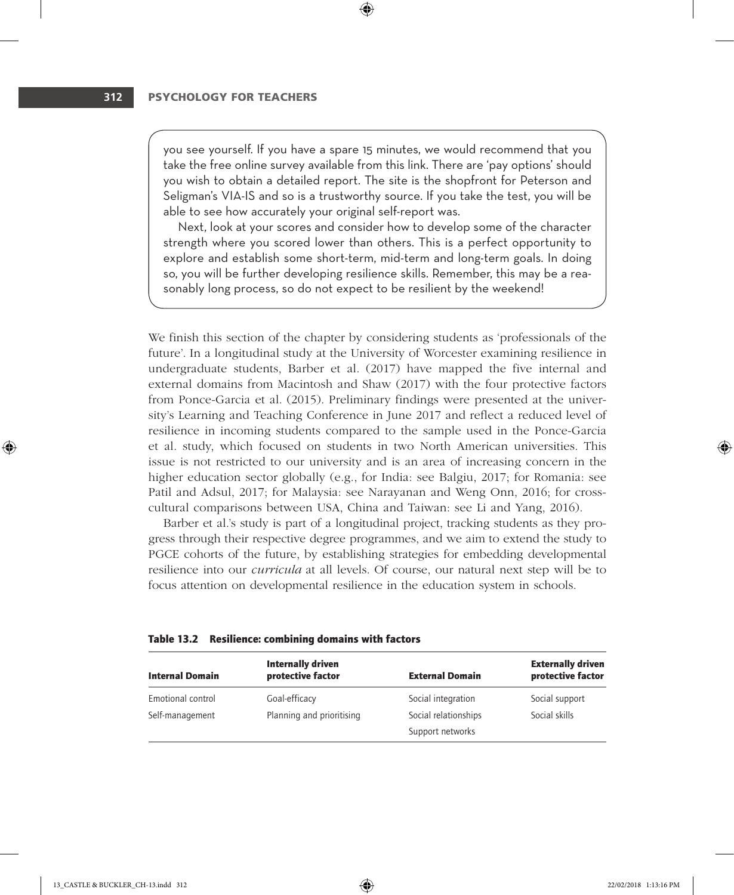you see yourself. If you have a spare 15 minutes, we would recommend that you take the free online survey available from this link. There are 'pay options' should you wish to obtain a detailed report. The site is the shopfront for Peterson and Seligman's VIA-IS and so is a trustworthy source. If you take the test, you will be able to see how accurately your original self-report was.

Next, look at your scores and consider how to develop some of the character strength where you scored lower than others. This is a perfect opportunity to explore and establish some short-term, mid-term and long-term goals. In doing so, you will be further developing resilience skills. Remember, this may be a reasonably long process, so do not expect to be resilient by the weekend!

We finish this section of the chapter by considering students as 'professionals of the future'. In a longitudinal study at the University of Worcester examining resilience in undergraduate students, Barber et al. (2017) have mapped the five internal and external domains from Macintosh and Shaw (2017) with the four protective factors from Ponce-Garcia et al. (2015). Preliminary findings were presented at the university's Learning and Teaching Conference in June 2017 and reflect a reduced level of resilience in incoming students compared to the sample used in the Ponce-Garcia et al. study, which focused on students in two North American universities. This issue is not restricted to our university and is an area of increasing concern in the higher education sector globally (e.g., for India: see Balgiu, 2017; for Romania: see Patil and Adsul, 2017; for Malaysia: see Narayanan and Weng Onn, 2016; for cross-cultural comparisons between USA, China and Taiwan: see Li and Yang, 2016).

Barber et al.'s study is part of a longitudinal project, tracking students as they progress through their respective degree programmes, and we aim to extend the study to PGCE cohorts of the future, by establishing strategies for embedding developmental resilience into our *curricula* at all levels. Of course, our natural next step will be to focus attention on developmental resilience in the education system in schools.

**Table 13.2 Resilience: combining domains with factors**

| Internal Domain | Internally driven protective factor | External Domain | Externally driven protective factor |
|---|---|---|---|
| Emotional control | Goal-efficacy | Social integration | Social support |
| Self-management | Planning and prioritising | Social relationships | Social skills |
| | | Support networks | |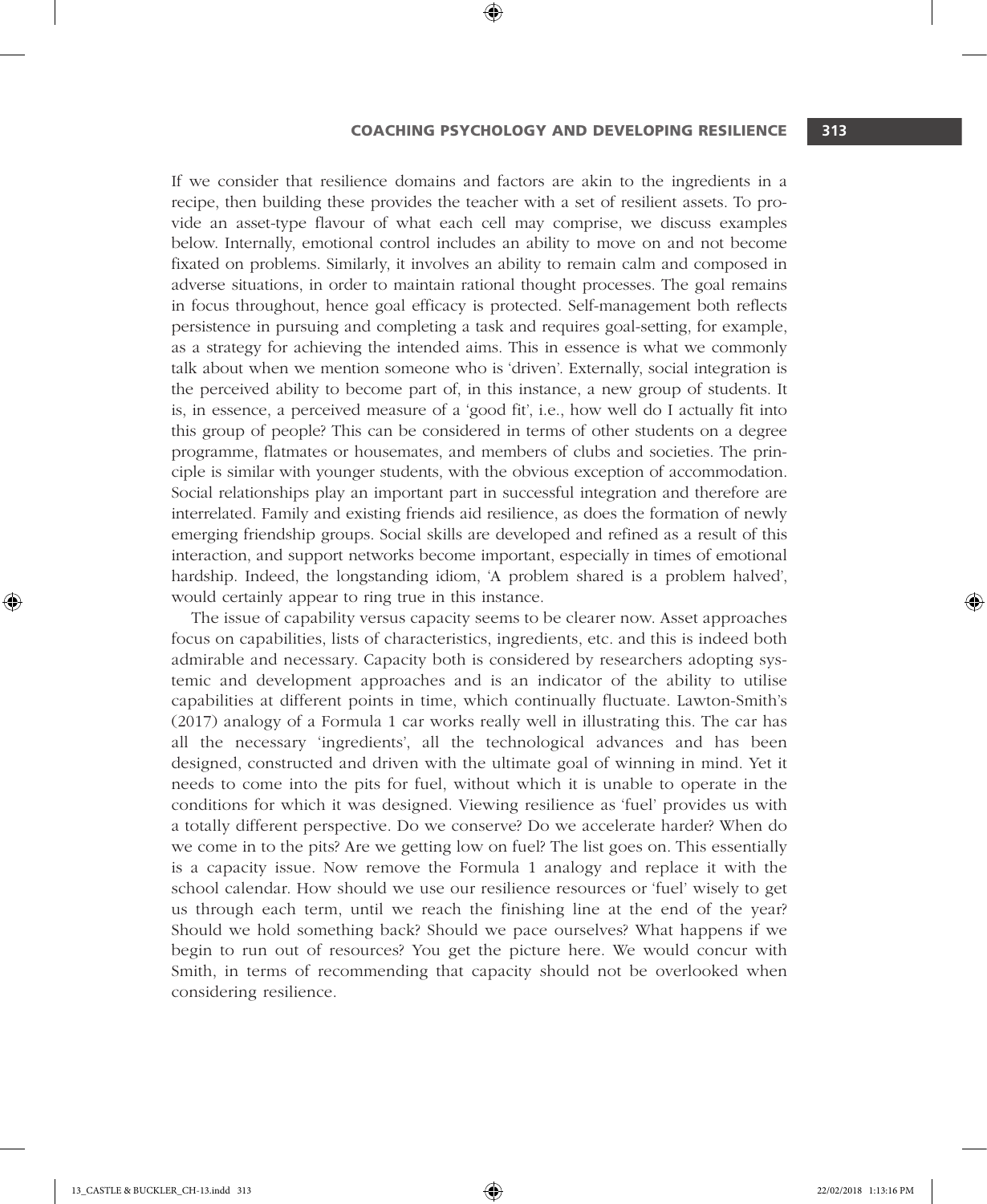If we consider that resilience domains and factors are akin to the ingredients in a recipe, then building these provides the teacher with a set of resilient assets. To provide an asset-type flavour of what each cell may comprise, we discuss examples below. Internally, emotional control includes an ability to move on and not become fixated on problems. Similarly, it involves an ability to remain calm and composed in adverse situations, in order to maintain rational thought processes. The goal remains in focus throughout, hence goal efficacy is protected. Self-management both reflects persistence in pursuing and completing a task and requires goal-setting, for example, as a strategy for achieving the intended aims. This in essence is what we commonly talk about when we mention someone who is 'driven'. Externally, social integration is the perceived ability to become part of, in this instance, a new group of students. It is, in essence, a perceived measure of a 'good fit', i.e., how well do I actually fit into this group of people? This can be considered in terms of other students on a degree programme, flatmates or housemates, and members of clubs and societies. The principle is similar with younger students, with the obvious exception of accommodation. Social relationships play an important part in successful integration and therefore are interrelated. Family and existing friends aid resilience, as does the formation of newly emerging friendship groups. Social skills are developed and refined as a result of this interaction, and support networks become important, especially in times of emotional hardship. Indeed, the longstanding idiom, 'A problem shared is a problem halved', would certainly appear to ring true in this instance.

The issue of capability versus capacity seems to be clearer now. Asset approaches focus on capabilities, lists of characteristics, ingredients, etc. and this is indeed both admirable and necessary. Capacity both is considered by researchers adopting systemic and development approaches and is an indicator of the ability to utilise capabilities at different points in time, which continually fluctuate. Lawton-Smith's (2017) analogy of a Formula 1 car works really well in illustrating this. The car has all the necessary 'ingredients', all the technological advances and has been designed, constructed and driven with the ultimate goal of winning in mind. Yet it needs to come into the pits for fuel, without which it is unable to operate in the conditions for which it was designed. Viewing resilience as 'fuel' provides us with a totally different perspective. Do we conserve? Do we accelerate harder? When do we come in to the pits? Are we getting low on fuel? The list goes on. This essentially is a capacity issue. Now remove the Formula 1 analogy and replace it with the school calendar. How should we use our resilience resources or 'fuel' wisely to get us through each term, until we reach the finishing line at the end of the year? Should we hold something back? Should we pace ourselves? What happens if we begin to run out of resources? You get the picture here. We would concur with Smith, in terms of recommending that capacity should not be overlooked when considering resilience.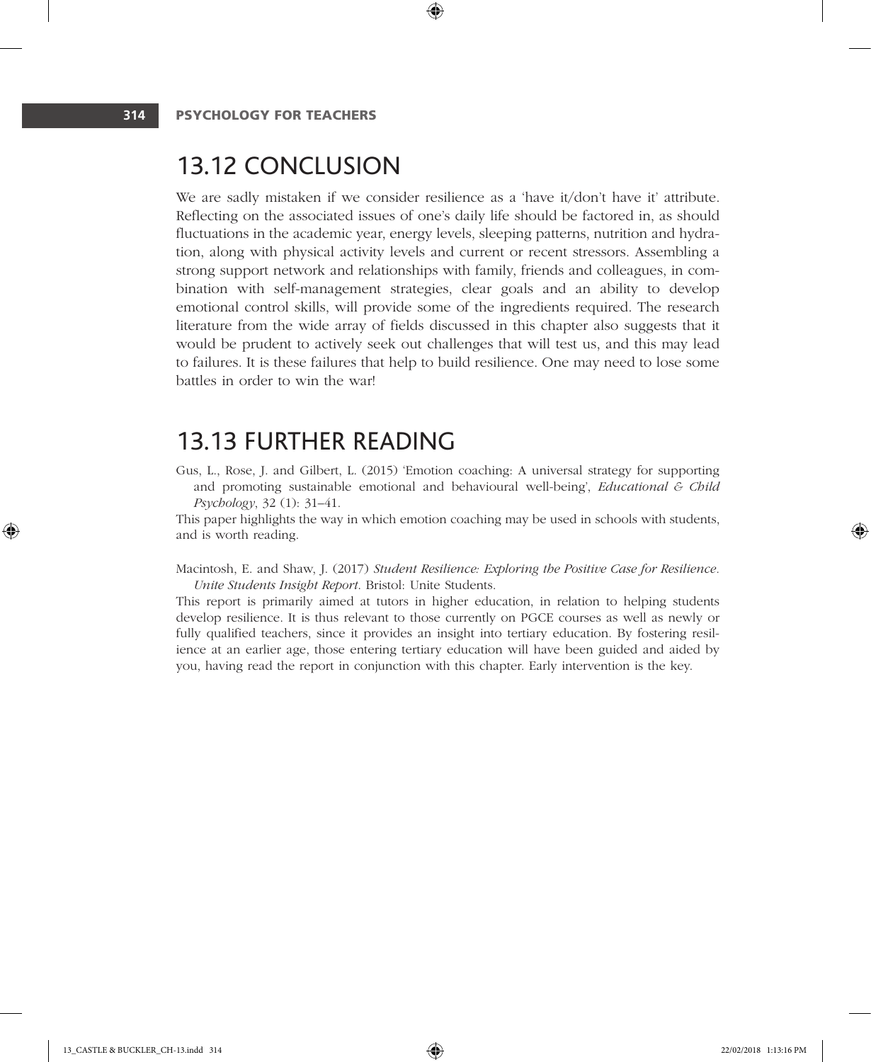## 13.12 CONCLUSION

We are sadly mistaken if we consider resilience as a 'have it/don't have it' attribute. Reflecting on the associated issues of one's daily life should be factored in, as should fluctuations in the academic year, energy levels, sleeping patterns, nutrition and hydration, along with physical activity levels and current or recent stressors. Assembling a strong support network and relationships with family, friends and colleagues, in combination with self-management strategies, clear goals and an ability to develop emotional control skills, will provide some of the ingredients required. The research literature from the wide array of fields discussed in this chapter also suggests that it would be prudent to actively seek out challenges that will test us, and this may lead to failures. It is these failures that help to build resilience. One may need to lose some battles in order to win the war!

## 13.13 FURTHER READING

Gus, L., Rose, J. and Gilbert, L. (2015) 'Emotion coaching: A universal strategy for supporting and promoting sustainable emotional and behavioural well-being', *Educational & Child Psychology*, 32 (1): 31–41.

This paper highlights the way in which emotion coaching may be used in schools with students, and is worth reading.

Macintosh, E. and Shaw, J. (2017) *Student Resilience: Exploring the Positive Case for Resilience. Unite Students Insight Report*. Bristol: Unite Students.

This report is primarily aimed at tutors in higher education, in relation to helping students develop resilience. It is thus relevant to those currently on PGCE courses as well as newly or fully qualified teachers, since it provides an insight into tertiary education. By fostering resilience at an earlier age, those entering tertiary education will have been guided and aided by you, having read the report in conjunction with this chapter. Early intervention is the key.